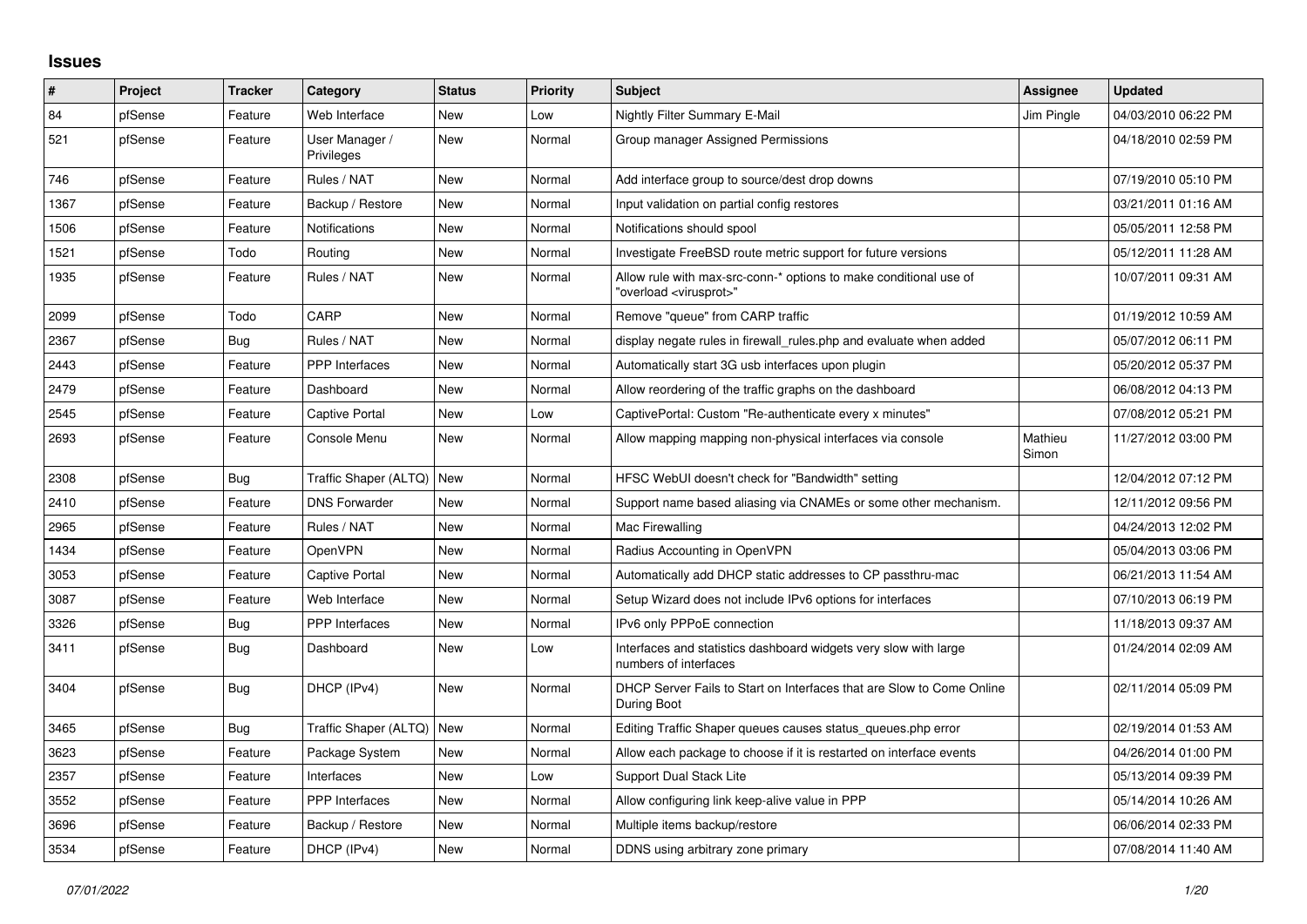## Issues

| # | Project | Tracker | Category | Status | Priority | Subject | Assignee | Updated |
|---|---|---|---|---|---|---|---|---|
| 84 | pfSense | Feature | Web Interface | New | Low | Nightly Filter Summary E-Mail | Jim Pingle | 04/03/2010 06:22 PM |
| 521 | pfSense | Feature | User Manager / Privileges | New | Normal | Group manager Assigned Permissions | | 04/18/2010 02:59 PM |
| 746 | pfSense | Feature | Rules / NAT | New | Normal | Add interface group to source/dest drop downs | | 07/19/2010 05:10 PM |
| 1367 | pfSense | Feature | Backup / Restore | New | Normal | Input validation on partial config restores | | 03/21/2011 01:16 AM |
| 1506 | pfSense | Feature | Notifications | New | Normal | Notifications should spool | | 05/05/2011 12:58 PM |
| 1521 | pfSense | Todo | Routing | New | Normal | Investigate FreeBSD route metric support for future versions | | 05/12/2011 11:28 AM |
| 1935 | pfSense | Feature | Rules / NAT | New | Normal | Allow rule with max-src-conn-* options to make conditional use of "overload <virusprot>" | | 10/07/2011 09:31 AM |
| 2099 | pfSense | Todo | CARP | New | Normal | Remove "queue" from CARP traffic | | 01/19/2012 10:59 AM |
| 2367 | pfSense | Bug | Rules / NAT | New | Normal | display negate rules in firewall_rules.php and evaluate when added | | 05/07/2012 06:11 PM |
| 2443 | pfSense | Feature | PPP Interfaces | New | Normal | Automatically start 3G usb interfaces upon plugin | | 05/20/2012 05:37 PM |
| 2479 | pfSense | Feature | Dashboard | New | Normal | Allow reordering of the traffic graphs on the dashboard | | 06/08/2012 04:13 PM |
| 2545 | pfSense | Feature | Captive Portal | New | Low | CaptivePortal: Custom "Re-authenticate every x minutes" | | 07/08/2012 05:21 PM |
| 2693 | pfSense | Feature | Console Menu | New | Normal | Allow mapping mapping non-physical interfaces via console | Mathieu Simon | 11/27/2012 03:00 PM |
| 2308 | pfSense | Bug | Traffic Shaper (ALTQ) | New | Normal | HFSC WebUI doesn't check for "Bandwidth" setting | | 12/04/2012 07:12 PM |
| 2410 | pfSense | Feature | DNS Forwarder | New | Normal | Support name based aliasing via CNAMEs or some other mechanism. | | 12/11/2012 09:56 PM |
| 2965 | pfSense | Feature | Rules / NAT | New | Normal | Mac Firewalling | | 04/24/2013 12:02 PM |
| 1434 | pfSense | Feature | OpenVPN | New | Normal | Radius Accounting in OpenVPN | | 05/04/2013 03:06 PM |
| 3053 | pfSense | Feature | Captive Portal | New | Normal | Automatically add DHCP static addresses to CP passthru-mac | | 06/21/2013 11:54 AM |
| 3087 | pfSense | Feature | Web Interface | New | Normal | Setup Wizard does not include IPv6 options for interfaces | | 07/10/2013 06:19 PM |
| 3326 | pfSense | Bug | PPP Interfaces | New | Normal | IPv6 only PPPoE connection | | 11/18/2013 09:37 AM |
| 3411 | pfSense | Bug | Dashboard | New | Low | Interfaces and statistics dashboard widgets very slow with large numbers of interfaces | | 01/24/2014 02:09 AM |
| 3404 | pfSense | Bug | DHCP (IPv4) | New | Normal | DHCP Server Fails to Start on Interfaces that are Slow to Come Online During Boot | | 02/11/2014 05:09 PM |
| 3465 | pfSense | Bug | Traffic Shaper (ALTQ) | New | Normal | Editing Traffic Shaper queues causes status_queues.php error | | 02/19/2014 01:53 AM |
| 3623 | pfSense | Feature | Package System | New | Normal | Allow each package to choose if it is restarted on interface events | | 04/26/2014 01:00 PM |
| 2357 | pfSense | Feature | Interfaces | New | Low | Support Dual Stack Lite | | 05/13/2014 09:39 PM |
| 3552 | pfSense | Feature | PPP Interfaces | New | Normal | Allow configuring link keep-alive value in PPP | | 05/14/2014 10:26 AM |
| 3696 | pfSense | Feature | Backup / Restore | New | Normal | Multiple items backup/restore | | 06/06/2014 02:33 PM |
| 3534 | pfSense | Feature | DHCP (IPv4) | New | Normal | DDNS using arbitrary zone primary | | 07/08/2014 11:40 AM |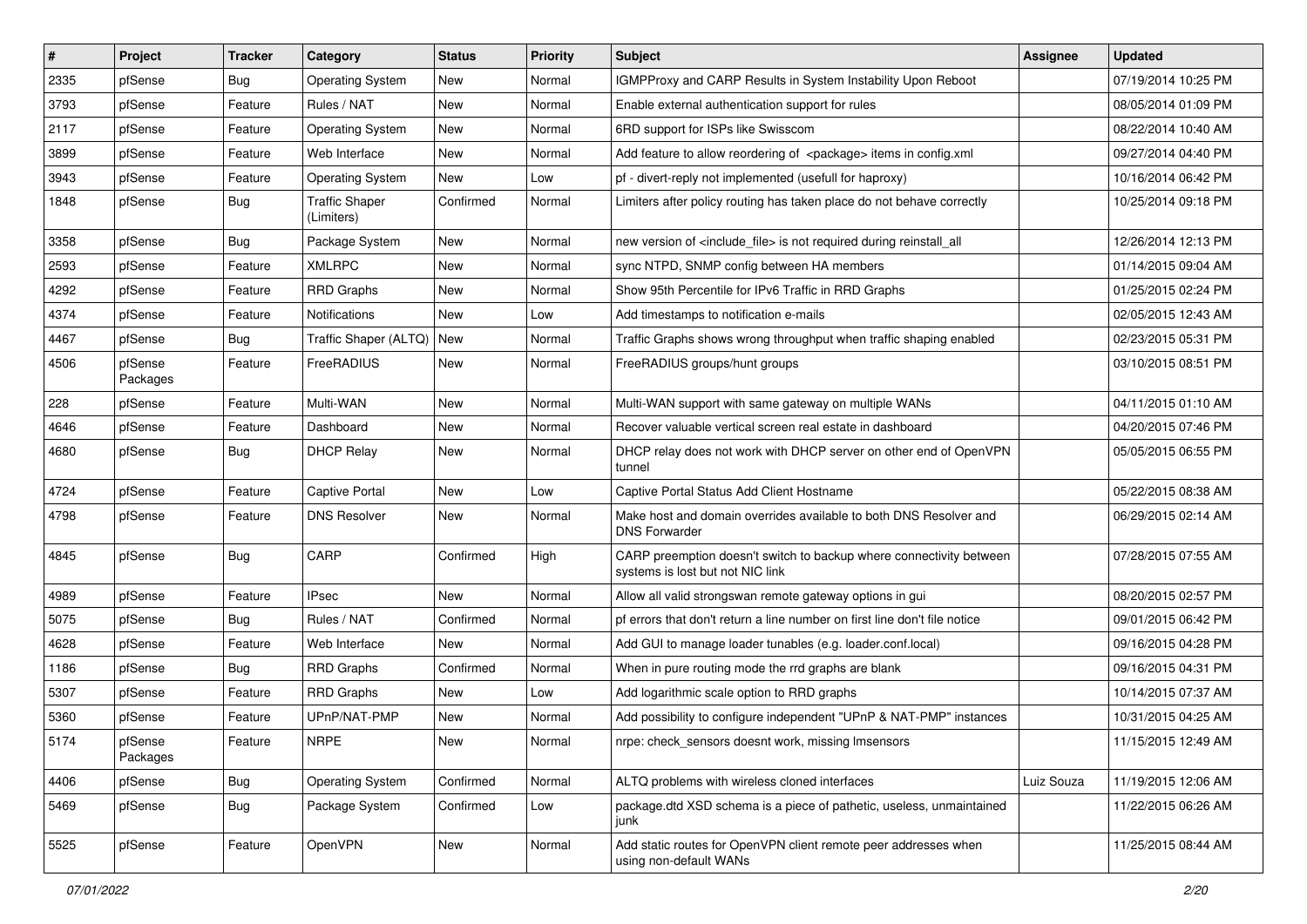| # | Project | Tracker | Category | Status | Priority | Subject | Assignee | Updated |
|---|---|---|---|---|---|---|---|---|
| 2335 | pfSense | Bug | Operating System | New | Normal | IGMPProxy and CARP Results in System Instability Upon Reboot | | 07/19/2014 10:25 PM |
| 3793 | pfSense | Feature | Rules / NAT | New | Normal | Enable external authentication support for rules | | 08/05/2014 01:09 PM |
| 2117 | pfSense | Feature | Operating System | New | Normal | 6RD support for ISPs like Swisscom | | 08/22/2014 10:40 AM |
| 3899 | pfSense | Feature | Web Interface | New | Normal | Add feature to allow reordering of <package> items in config.xml | | 09/27/2014 04:40 PM |
| 3943 | pfSense | Feature | Operating System | New | Low | pf - divert-reply not implemented (usefull for haproxy) | | 10/16/2014 06:42 PM |
| 1848 | pfSense | Bug | Traffic Shaper (Limiters) | Confirmed | Normal | Limiters after policy routing has taken place do not behave correctly | | 10/25/2014 09:18 PM |
| 3358 | pfSense | Bug | Package System | New | Normal | new version of <include_file> is not required during reinstall_all | | 12/26/2014 12:13 PM |
| 2593 | pfSense | Feature | XMLRPC | New | Normal | sync NTPD, SNMP config between HA members | | 01/14/2015 09:04 AM |
| 4292 | pfSense | Feature | RRD Graphs | New | Normal | Show 95th Percentile for IPv6 Traffic in RRD Graphs | | 01/25/2015 02:24 PM |
| 4374 | pfSense | Feature | Notifications | New | Low | Add timestamps to notification e-mails | | 02/05/2015 12:43 AM |
| 4467 | pfSense | Bug | Traffic Shaper (ALTQ) | New | Normal | Traffic Graphs shows wrong throughput when traffic shaping enabled | | 02/23/2015 05:31 PM |
| 4506 | pfSense Packages | Feature | FreeRADIUS | New | Normal | FreeRADIUS groups/hunt groups | | 03/10/2015 08:51 PM |
| 228 | pfSense | Feature | Multi-WAN | New | Normal | Multi-WAN support with same gateway on multiple WANs | | 04/11/2015 01:10 AM |
| 4646 | pfSense | Feature | Dashboard | New | Normal | Recover valuable vertical screen real estate in dashboard | | 04/20/2015 07:46 PM |
| 4680 | pfSense | Bug | DHCP Relay | New | Normal | DHCP relay does not work with DHCP server on other end of OpenVPN tunnel | | 05/05/2015 06:55 PM |
| 4724 | pfSense | Feature | Captive Portal | New | Low | Captive Portal Status Add Client Hostname | | 05/22/2015 08:38 AM |
| 4798 | pfSense | Feature | DNS Resolver | New | Normal | Make host and domain overrides available to both DNS Resolver and DNS Forwarder | | 06/29/2015 02:14 AM |
| 4845 | pfSense | Bug | CARP | Confirmed | High | CARP preemption doesn't switch to backup where connectivity between systems is lost but not NIC link | | 07/28/2015 07:55 AM |
| 4989 | pfSense | Feature | IPsec | New | Normal | Allow all valid strongswan remote gateway options in gui | | 08/20/2015 02:57 PM |
| 5075 | pfSense | Bug | Rules / NAT | Confirmed | Normal | pf errors that don't return a line number on first line don't file notice | | 09/01/2015 06:42 PM |
| 4628 | pfSense | Feature | Web Interface | New | Normal | Add GUI to manage loader tunables (e.g. loader.conf.local) | | 09/16/2015 04:28 PM |
| 1186 | pfSense | Bug | RRD Graphs | Confirmed | Normal | When in pure routing mode the rrd graphs are blank | | 09/16/2015 04:31 PM |
| 5307 | pfSense | Feature | RRD Graphs | New | Low | Add logarithmic scale option to RRD graphs | | 10/14/2015 07:37 AM |
| 5360 | pfSense | Feature | UPnP/NAT-PMP | New | Normal | Add possibility to configure independent "UPnP & NAT-PMP" instances | | 10/31/2015 04:25 AM |
| 5174 | pfSense Packages | Feature | NRPE | New | Normal | nrpe: check_sensors doesnt work, missing lmsensors | | 11/15/2015 12:49 AM |
| 4406 | pfSense | Bug | Operating System | Confirmed | Normal | ALTQ problems with wireless cloned interfaces | Luiz Souza | 11/19/2015 12:06 AM |
| 5469 | pfSense | Bug | Package System | Confirmed | Low | package.dtd XSD schema is a piece of pathetic, useless, unmaintained junk | | 11/22/2015 06:26 AM |
| 5525 | pfSense | Feature | OpenVPN | New | Normal | Add static routes for OpenVPN client remote peer addresses when using non-default WANs | | 11/25/2015 08:44 AM |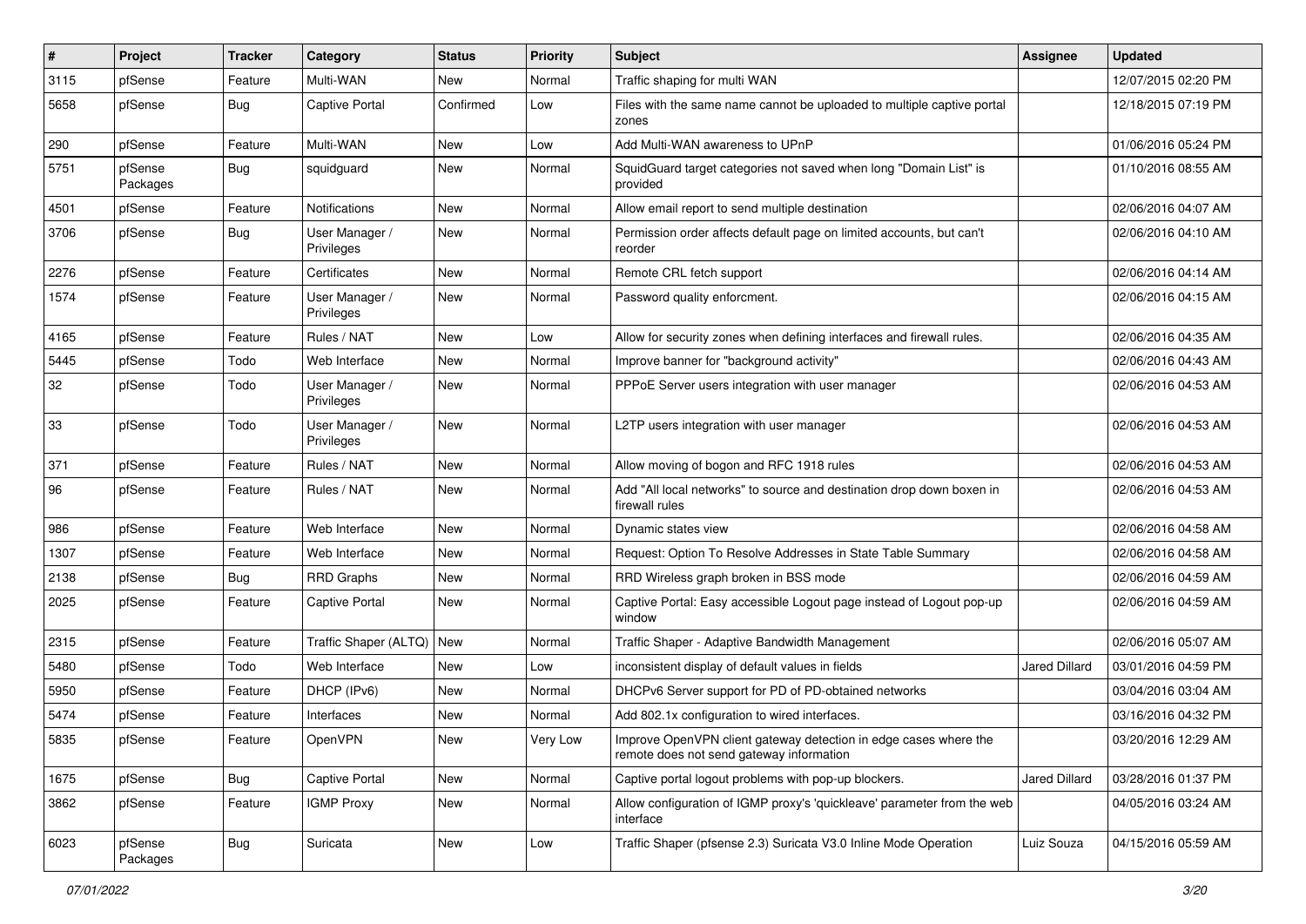| # | Project | Tracker | Category | Status | Priority | Subject | Assignee | Updated |
|---|---|---|---|---|---|---|---|---|
| 3115 | pfSense | Feature | Multi-WAN | New | Normal | Traffic shaping for multi WAN | | 12/07/2015 02:20 PM |
| 5658 | pfSense | Bug | Captive Portal | Confirmed | Low | Files with the same name cannot be uploaded to multiple captive portal zones | | 12/18/2015 07:19 PM |
| 290 | pfSense | Feature | Multi-WAN | New | Low | Add Multi-WAN awareness to UPnP | | 01/06/2016 05:24 PM |
| 5751 | pfSense Packages | Bug | squidguard | New | Normal | SquidGuard target categories not saved when long "Domain List" is provided | | 01/10/2016 08:55 AM |
| 4501 | pfSense | Feature | Notifications | New | Normal | Allow email report to send multiple destination | | 02/06/2016 04:07 AM |
| 3706 | pfSense | Bug | User Manager / Privileges | New | Normal | Permission order affects default page on limited accounts, but can't reorder | | 02/06/2016 04:10 AM |
| 2276 | pfSense | Feature | Certificates | New | Normal | Remote CRL fetch support | | 02/06/2016 04:14 AM |
| 1574 | pfSense | Feature | User Manager / Privileges | New | Normal | Password quality enforcment. | | 02/06/2016 04:15 AM |
| 4165 | pfSense | Feature | Rules / NAT | New | Low | Allow for security zones when defining interfaces and firewall rules. | | 02/06/2016 04:35 AM |
| 5445 | pfSense | Todo | Web Interface | New | Normal | Improve banner for "background activity" | | 02/06/2016 04:43 AM |
| 32 | pfSense | Todo | User Manager / Privileges | New | Normal | PPPoE Server users integration with user manager | | 02/06/2016 04:53 AM |
| 33 | pfSense | Todo | User Manager / Privileges | New | Normal | L2TP users integration with user manager | | 02/06/2016 04:53 AM |
| 371 | pfSense | Feature | Rules / NAT | New | Normal | Allow moving of bogon and RFC 1918 rules | | 02/06/2016 04:53 AM |
| 96 | pfSense | Feature | Rules / NAT | New | Normal | Add "All local networks" to source and destination drop down boxen in firewall rules | | 02/06/2016 04:53 AM |
| 986 | pfSense | Feature | Web Interface | New | Normal | Dynamic states view | | 02/06/2016 04:58 AM |
| 1307 | pfSense | Feature | Web Interface | New | Normal | Request: Option To Resolve Addresses in State Table Summary | | 02/06/2016 04:58 AM |
| 2138 | pfSense | Bug | RRD Graphs | New | Normal | RRD Wireless graph broken in BSS mode | | 02/06/2016 04:59 AM |
| 2025 | pfSense | Feature | Captive Portal | New | Normal | Captive Portal: Easy accessible Logout page instead of Logout pop-up window | | 02/06/2016 04:59 AM |
| 2315 | pfSense | Feature | Traffic Shaper (ALTQ) | New | Normal | Traffic Shaper - Adaptive Bandwidth Management | | 02/06/2016 05:07 AM |
| 5480 | pfSense | Todo | Web Interface | New | Low | inconsistent display of default values in fields | Jared Dillard | 03/01/2016 04:59 PM |
| 5950 | pfSense | Feature | DHCP (IPv6) | New | Normal | DHCPv6 Server support for PD of PD-obtained networks | | 03/04/2016 03:04 AM |
| 5474 | pfSense | Feature | Interfaces | New | Normal | Add 802.1x configuration to wired interfaces. | | 03/16/2016 04:32 PM |
| 5835 | pfSense | Feature | OpenVPN | New | Very Low | Improve OpenVPN client gateway detection in edge cases where the remote does not send gateway information | | 03/20/2016 12:29 AM |
| 1675 | pfSense | Bug | Captive Portal | New | Normal | Captive portal logout problems with pop-up blockers. | Jared Dillard | 03/28/2016 01:37 PM |
| 3862 | pfSense | Feature | IGMP Proxy | New | Normal | Allow configuration of IGMP proxy's 'quickleave' parameter from the web interface | | 04/05/2016 03:24 AM |
| 6023 | pfSense Packages | Bug | Suricata | New | Low | Traffic Shaper (pfsense 2.3) Suricata V3.0 Inline Mode Operation | Luiz Souza | 04/15/2016 05:59 AM |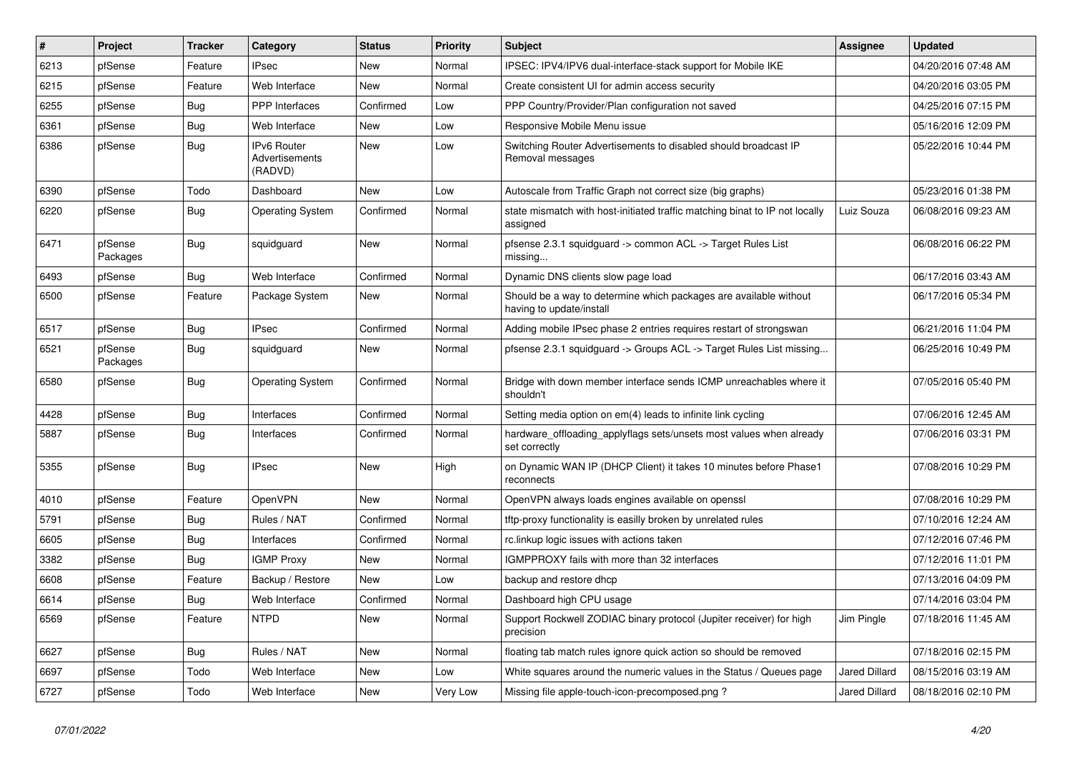| # | Project | Tracker | Category | Status | Priority | Subject | Assignee | Updated |
|---|---|---|---|---|---|---|---|---|
| 6213 | pfSense | Feature | IPsec | New | Normal | IPSEC: IPV4/IPV6 dual-interface-stack support for Mobile IKE | | 04/20/2016 07:48 AM |
| 6215 | pfSense | Feature | Web Interface | New | Normal | Create consistent UI for admin access security | | 04/20/2016 03:05 PM |
| 6255 | pfSense | Bug | PPP Interfaces | Confirmed | Low | PPP Country/Provider/Plan configuration not saved | | 04/25/2016 07:15 PM |
| 6361 | pfSense | Bug | Web Interface | New | Low | Responsive Mobile Menu issue | | 05/16/2016 12:09 PM |
| 6386 | pfSense | Bug | IPv6 Router Advertisements (RADVD) | New | Low | Switching Router Advertisements to disabled should broadcast IP Removal messages | | 05/22/2016 10:44 PM |
| 6390 | pfSense | Todo | Dashboard | New | Low | Autoscale from Traffic Graph not correct size (big graphs) | | 05/23/2016 01:38 PM |
| 6220 | pfSense | Bug | Operating System | Confirmed | Normal | state mismatch with host-initiated traffic matching binat to IP not locally assigned | Luiz Souza | 06/08/2016 09:23 AM |
| 6471 | pfSense Packages | Bug | squidguard | New | Normal | pfsense 2.3.1 squidguard -> common ACL -> Target Rules List missing... | | 06/08/2016 06:22 PM |
| 6493 | pfSense | Bug | Web Interface | Confirmed | Normal | Dynamic DNS clients slow page load | | 06/17/2016 03:43 AM |
| 6500 | pfSense | Feature | Package System | New | Normal | Should be a way to determine which packages are available without having to update/install | | 06/17/2016 05:34 PM |
| 6517 | pfSense | Bug | IPsec | Confirmed | Normal | Adding mobile IPsec phase 2 entries requires restart of strongswan | | 06/21/2016 11:04 PM |
| 6521 | pfSense Packages | Bug | squidguard | New | Normal | pfsense 2.3.1 squidguard -> Groups ACL -> Target Rules List missing... | | 06/25/2016 10:49 PM |
| 6580 | pfSense | Bug | Operating System | Confirmed | Normal | Bridge with down member interface sends ICMP unreachables where it shouldn't | | 07/05/2016 05:40 PM |
| 4428 | pfSense | Bug | Interfaces | Confirmed | Normal | Setting media option on em(4) leads to infinite link cycling | | 07/06/2016 12:45 AM |
| 5887 | pfSense | Bug | Interfaces | Confirmed | Normal | hardware_offloading_applyflags sets/unsets most values when already set correctly | | 07/06/2016 03:31 PM |
| 5355 | pfSense | Bug | IPsec | New | High | on Dynamic WAN IP (DHCP Client) it takes 10 minutes before Phase1 reconnects | | 07/08/2016 10:29 PM |
| 4010 | pfSense | Feature | OpenVPN | New | Normal | OpenVPN always loads engines available on openssl | | 07/08/2016 10:29 PM |
| 5791 | pfSense | Bug | Rules / NAT | Confirmed | Normal | tftp-proxy functionality is easilly broken by unrelated rules | | 07/10/2016 12:24 AM |
| 6605 | pfSense | Bug | Interfaces | Confirmed | Normal | rc.linkup logic issues with actions taken | | 07/12/2016 07:46 PM |
| 3382 | pfSense | Bug | IGMP Proxy | New | Normal | IGMPPROXY fails with more than 32 interfaces | | 07/12/2016 11:01 PM |
| 6608 | pfSense | Feature | Backup / Restore | New | Low | backup and restore dhcp | | 07/13/2016 04:09 PM |
| 6614 | pfSense | Bug | Web Interface | Confirmed | Normal | Dashboard high CPU usage | | 07/14/2016 03:04 PM |
| 6569 | pfSense | Feature | NTPD | New | Normal | Support Rockwell ZODIAC binary protocol (Jupiter receiver) for high precision | Jim Pingle | 07/18/2016 11:45 AM |
| 6627 | pfSense | Bug | Rules / NAT | New | Normal | floating tab match rules ignore quick action so should be removed | | 07/18/2016 02:15 PM |
| 6697 | pfSense | Todo | Web Interface | New | Low | White squares around the numeric values in the Status / Queues page | Jared Dillard | 08/15/2016 03:19 AM |
| 6727 | pfSense | Todo | Web Interface | New | Very Low | Missing file apple-touch-icon-precomposed.png ? | Jared Dillard | 08/18/2016 02:10 PM |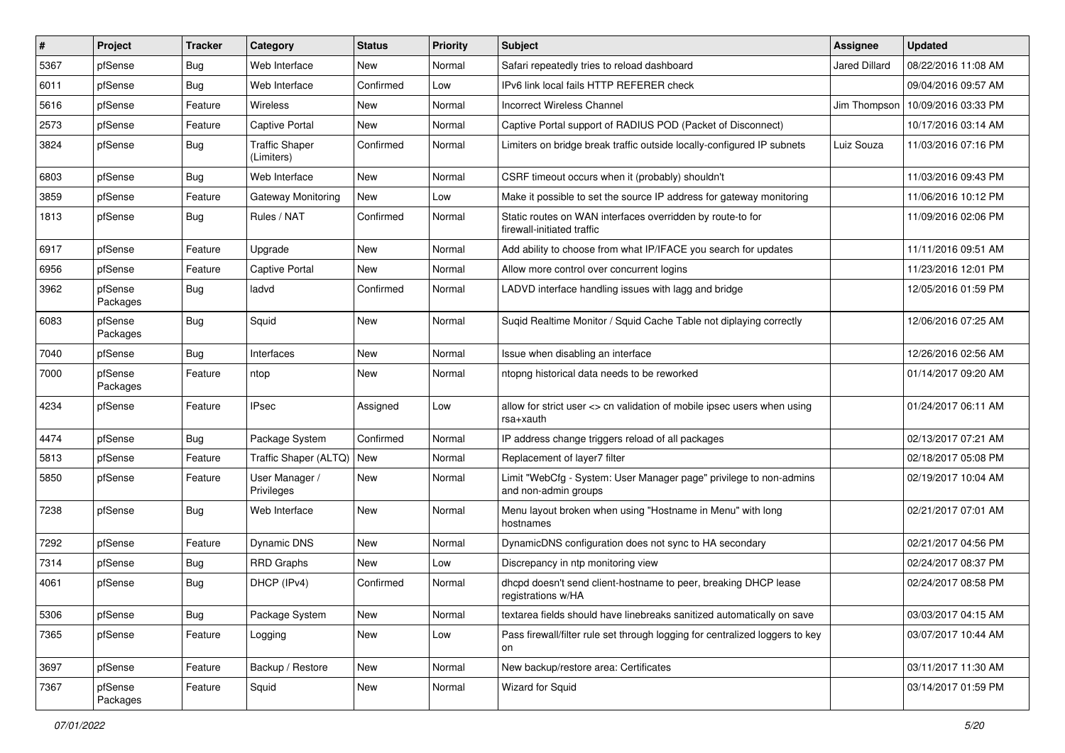| # | Project | Tracker | Category | Status | Priority | Subject | Assignee | Updated |
|---|---|---|---|---|---|---|---|---|
| 5367 | pfSense | Bug | Web Interface | New | Normal | Safari repeatedly tries to reload dashboard | Jared Dillard | 08/22/2016 11:08 AM |
| 6011 | pfSense | Bug | Web Interface | Confirmed | Low | IPv6 link local fails HTTP REFERER check | | 09/04/2016 09:57 AM |
| 5616 | pfSense | Feature | Wireless | New | Normal | Incorrect Wireless Channel | Jim Thompson | 10/09/2016 03:33 PM |
| 2573 | pfSense | Feature | Captive Portal | New | Normal | Captive Portal support of RADIUS POD (Packet of Disconnect) | | 10/17/2016 03:14 AM |
| 3824 | pfSense | Bug | Traffic Shaper (Limiters) | Confirmed | Normal | Limiters on bridge break traffic outside locally-configured IP subnets | Luiz Souza | 11/03/2016 07:16 PM |
| 6803 | pfSense | Bug | Web Interface | New | Normal | CSRF timeout occurs when it (probably) shouldn't | | 11/03/2016 09:43 PM |
| 3859 | pfSense | Feature | Gateway Monitoring | New | Low | Make it possible to set the source IP address for gateway monitoring | | 11/06/2016 10:12 PM |
| 1813 | pfSense | Bug | Rules / NAT | Confirmed | Normal | Static routes on WAN interfaces overridden by route-to for firewall-initiated traffic | | 11/09/2016 02:06 PM |
| 6917 | pfSense | Feature | Upgrade | New | Normal | Add ability to choose from what IP/IFACE you search for updates | | 11/11/2016 09:51 AM |
| 6956 | pfSense | Feature | Captive Portal | New | Normal | Allow more control over concurrent logins | | 11/23/2016 12:01 PM |
| 3962 | pfSense Packages | Bug | ladvd | Confirmed | Normal | LADVD interface handling issues with lagg and bridge | | 12/05/2016 01:59 PM |
| 6083 | pfSense Packages | Bug | Squid | New | Normal | Suqid Realtime Monitor / Squid Cache Table not diplaying correctly | | 12/06/2016 07:25 AM |
| 7040 | pfSense | Bug | Interfaces | New | Normal | Issue when disabling an interface | | 12/26/2016 02:56 AM |
| 7000 | pfSense Packages | Feature | ntop | New | Normal | ntopng historical data needs to be reworked | | 01/14/2017 09:20 AM |
| 4234 | pfSense | Feature | IPsec | Assigned | Low | allow for strict user <> cn validation of mobile ipsec users when using rsa+xauth | | 01/24/2017 06:11 AM |
| 4474 | pfSense | Bug | Package System | Confirmed | Normal | IP address change triggers reload of all packages | | 02/13/2017 07:21 AM |
| 5813 | pfSense | Feature | Traffic Shaper (ALTQ) | New | Normal | Replacement of layer7 filter | | 02/18/2017 05:08 PM |
| 5850 | pfSense | Feature | User Manager / Privileges | New | Normal | Limit "WebCfg - System: User Manager page" privilege to non-admins and non-admin groups | | 02/19/2017 10:04 AM |
| 7238 | pfSense | Bug | Web Interface | New | Normal | Menu layout broken when using "Hostname in Menu" with long hostnames | | 02/21/2017 07:01 AM |
| 7292 | pfSense | Feature | Dynamic DNS | New | Normal | DynamicDNS configuration does not sync to HA secondary | | 02/21/2017 04:56 PM |
| 7314 | pfSense | Bug | RRD Graphs | New | Low | Discrepancy in ntp monitoring view | | 02/24/2017 08:37 PM |
| 4061 | pfSense | Bug | DHCP (IPv4) | Confirmed | Normal | dhcpd doesn't send client-hostname to peer, breaking DHCP lease registrations w/HA | | 02/24/2017 08:58 PM |
| 5306 | pfSense | Bug | Package System | New | Normal | textarea fields should have linebreaks sanitized automatically on save | | 03/03/2017 04:15 AM |
| 7365 | pfSense | Feature | Logging | New | Low | Pass firewall/filter rule set through logging for centralized loggers to key on | | 03/07/2017 10:44 AM |
| 3697 | pfSense | Feature | Backup / Restore | New | Normal | New backup/restore area: Certificates | | 03/11/2017 11:30 AM |
| 7367 | pfSense Packages | Feature | Squid | New | Normal | Wizard for Squid | | 03/14/2017 01:59 PM |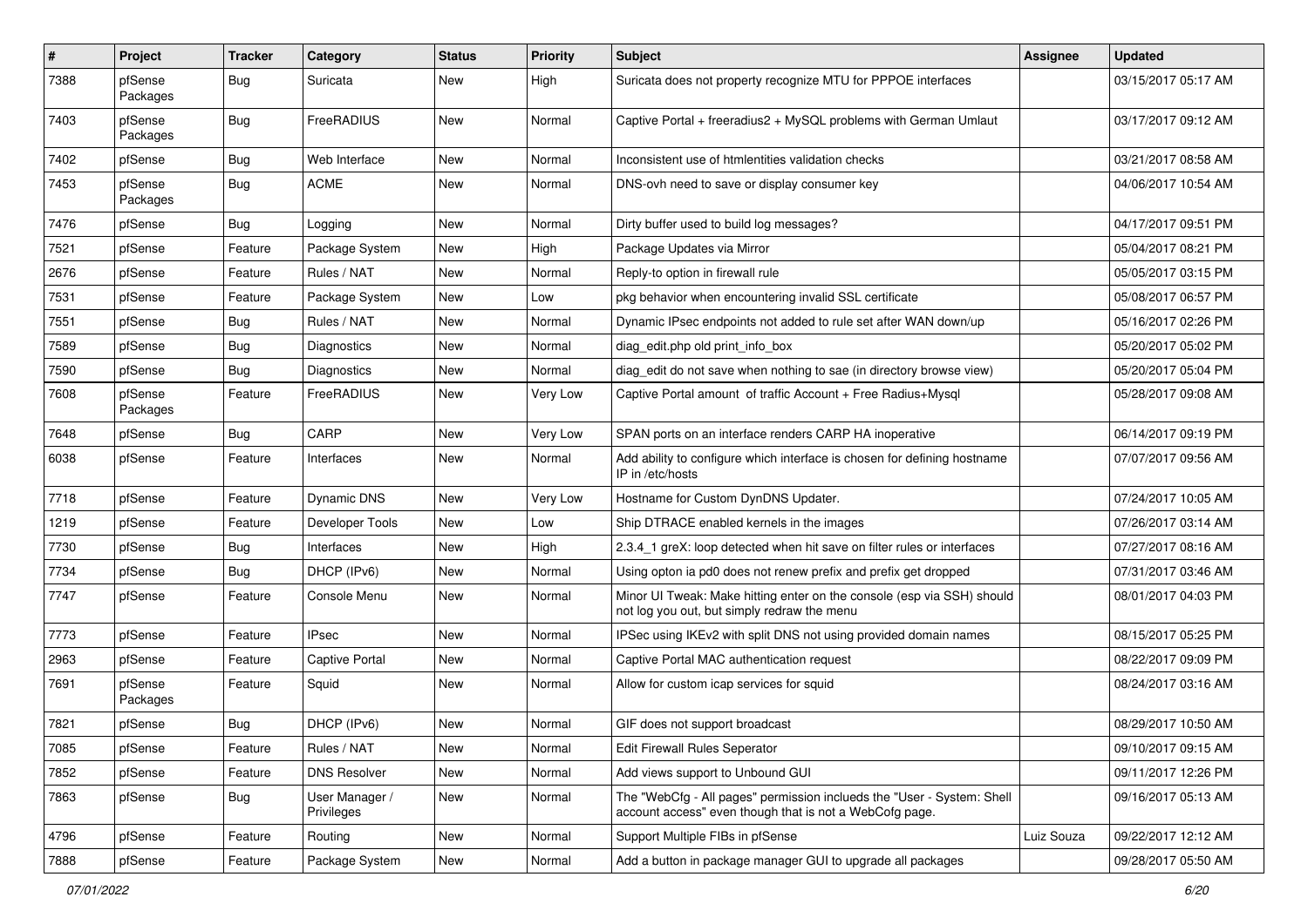| # | Project | Tracker | Category | Status | Priority | Subject | Assignee | Updated |
|---|---|---|---|---|---|---|---|---|
| 7388 | pfSense Packages | Bug | Suricata | New | High | Suricata does not property recognize MTU for PPPOE interfaces | | 03/15/2017 05:17 AM |
| 7403 | pfSense Packages | Bug | FreeRADIUS | New | Normal | Captive Portal + freeradius2 + MySQL problems with German Umlaut | | 03/17/2017 09:12 AM |
| 7402 | pfSense | Bug | Web Interface | New | Normal | Inconsistent use of htmlentities validation checks | | 03/21/2017 08:58 AM |
| 7453 | pfSense Packages | Bug | ACME | New | Normal | DNS-ovh need to save or display consumer key | | 04/06/2017 10:54 AM |
| 7476 | pfSense | Bug | Logging | New | Normal | Dirty buffer used to build log messages? | | 04/17/2017 09:51 PM |
| 7521 | pfSense | Feature | Package System | New | High | Package Updates via Mirror | | 05/04/2017 08:21 PM |
| 2676 | pfSense | Feature | Rules / NAT | New | Normal | Reply-to option in firewall rule | | 05/05/2017 03:15 PM |
| 7531 | pfSense | Feature | Package System | New | Low | pkg behavior when encountering invalid SSL certificate | | 05/08/2017 06:57 PM |
| 7551 | pfSense | Bug | Rules / NAT | New | Normal | Dynamic IPsec endpoints not added to rule set after WAN down/up | | 05/16/2017 02:26 PM |
| 7589 | pfSense | Bug | Diagnostics | New | Normal | diag_edit.php old print_info_box | | 05/20/2017 05:02 PM |
| 7590 | pfSense | Bug | Diagnostics | New | Normal | diag_edit do not save when nothing to sae (in directory browse view) | | 05/20/2017 05:04 PM |
| 7608 | pfSense Packages | Feature | FreeRADIUS | New | Very Low | Captive Portal amount of traffic Account + Free Radius+Mysql | | 05/28/2017 09:08 AM |
| 7648 | pfSense | Bug | CARP | New | Very Low | SPAN ports on an interface renders CARP HA inoperative | | 06/14/2017 09:19 PM |
| 6038 | pfSense | Feature | Interfaces | New | Normal | Add ability to configure which interface is chosen for defining hostname IP in /etc/hosts | | 07/07/2017 09:56 AM |
| 7718 | pfSense | Feature | Dynamic DNS | New | Very Low | Hostname for Custom DynDNS Updater. | | 07/24/2017 10:05 AM |
| 1219 | pfSense | Feature | Developer Tools | New | Low | Ship DTRACE enabled kernels in the images | | 07/26/2017 03:14 AM |
| 7730 | pfSense | Bug | Interfaces | New | High | 2.3.4_1 greX: loop detected when hit save on filter rules or interfaces | | 07/27/2017 08:16 AM |
| 7734 | pfSense | Bug | DHCP (IPv6) | New | Normal | Using opton ia pd0 does not renew prefix and prefix get dropped | | 07/31/2017 03:46 AM |
| 7747 | pfSense | Feature | Console Menu | New | Normal | Minor UI Tweak: Make hitting enter on the console (esp via SSH) should not log you out, but simply redraw the menu | | 08/01/2017 04:03 PM |
| 7773 | pfSense | Feature | IPsec | New | Normal | IPSec using IKEv2 with split DNS not using provided domain names | | 08/15/2017 05:25 PM |
| 2963 | pfSense | Feature | Captive Portal | New | Normal | Captive Portal MAC authentication request | | 08/22/2017 09:09 PM |
| 7691 | pfSense Packages | Feature | Squid | New | Normal | Allow for custom icap services for squid | | 08/24/2017 03:16 AM |
| 7821 | pfSense | Bug | DHCP (IPv6) | New | Normal | GIF does not support broadcast | | 08/29/2017 10:50 AM |
| 7085 | pfSense | Feature | Rules / NAT | New | Normal | Edit Firewall Rules Seperator | | 09/10/2017 09:15 AM |
| 7852 | pfSense | Feature | DNS Resolver | New | Normal | Add views support to Unbound GUI | | 09/11/2017 12:26 PM |
| 7863 | pfSense | Bug | User Manager / Privileges | New | Normal | The "WebCfg - All pages" permission inclueds the "User - System: Shell account access" even though that is not a WebCofg page. | | 09/16/2017 05:13 AM |
| 4796 | pfSense | Feature | Routing | New | Normal | Support Multiple FIBs in pfSense | Luiz Souza | 09/22/2017 12:12 AM |
| 7888 | pfSense | Feature | Package System | New | Normal | Add a button in package manager GUI to upgrade all packages | | 09/28/2017 05:50 AM |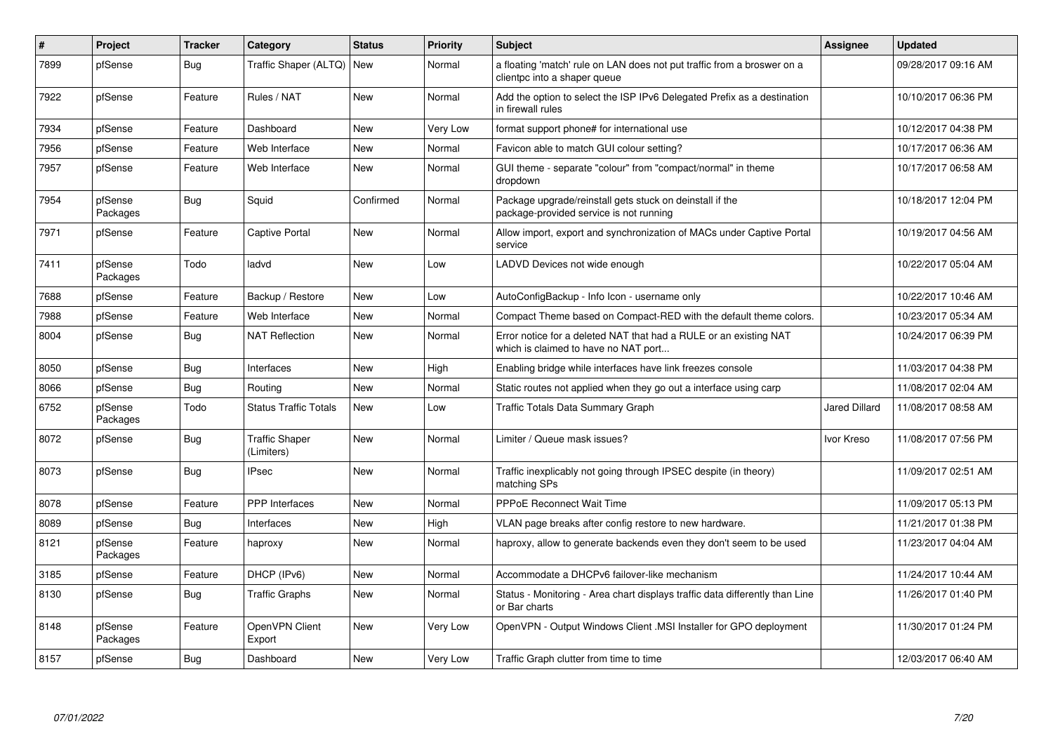| # | Project | Tracker | Category | Status | Priority | Subject | Assignee | Updated |
|---|---|---|---|---|---|---|---|---|
| 7899 | pfSense | Bug | Traffic Shaper (ALTQ) | New | Normal | a floating 'match' rule on LAN does not put traffic from a broswer on a clientpc into a shaper queue | | 09/28/2017 09:16 AM |
| 7922 | pfSense | Feature | Rules / NAT | New | Normal | Add the option to select the ISP IPv6 Delegated Prefix as a destination in firewall rules | | 10/10/2017 06:36 PM |
| 7934 | pfSense | Feature | Dashboard | New | Very Low | format support phone# for international use | | 10/12/2017 04:38 PM |
| 7956 | pfSense | Feature | Web Interface | New | Normal | Favicon able to match GUI colour setting? | | 10/17/2017 06:36 AM |
| 7957 | pfSense | Feature | Web Interface | New | Normal | GUI theme - separate "colour" from "compact/normal" in theme dropdown | | 10/17/2017 06:58 AM |
| 7954 | pfSense Packages | Bug | Squid | Confirmed | Normal | Package upgrade/reinstall gets stuck on deinstall if the package-provided service is not running | | 10/18/2017 12:04 PM |
| 7971 | pfSense | Feature | Captive Portal | New | Normal | Allow import, export and synchronization of MACs under Captive Portal service | | 10/19/2017 04:56 AM |
| 7411 | pfSense Packages | Todo | ladvd | New | Low | LADVD Devices not wide enough | | 10/22/2017 05:04 AM |
| 7688 | pfSense | Feature | Backup / Restore | New | Low | AutoConfigBackup - Info Icon - username only | | 10/22/2017 10:46 AM |
| 7988 | pfSense | Feature | Web Interface | New | Normal | Compact Theme based on Compact-RED with the default theme colors. | | 10/23/2017 05:34 AM |
| 8004 | pfSense | Bug | NAT Reflection | New | Normal | Error notice for a deleted NAT that had a RULE or an existing NAT which is claimed to have no NAT port... | | 10/24/2017 06:39 PM |
| 8050 | pfSense | Bug | Interfaces | New | High | Enabling bridge while interfaces have link freezes console | | 11/03/2017 04:38 PM |
| 8066 | pfSense | Bug | Routing | New | Normal | Static routes not applied when they go out a interface using carp | | 11/08/2017 02:04 AM |
| 6752 | pfSense Packages | Todo | Status Traffic Totals | New | Low | Traffic Totals Data Summary Graph | Jared Dillard | 11/08/2017 08:58 AM |
| 8072 | pfSense | Bug | Traffic Shaper (Limiters) | New | Normal | Limiter / Queue mask issues? | Ivor Kreso | 11/08/2017 07:56 PM |
| 8073 | pfSense | Bug | IPsec | New | Normal | Traffic inexplicably not going through IPSEC despite (in theory) matching SPs | | 11/09/2017 02:51 AM |
| 8078 | pfSense | Feature | PPP Interfaces | New | Normal | PPPoE Reconnect Wait Time | | 11/09/2017 05:13 PM |
| 8089 | pfSense | Bug | Interfaces | New | High | VLAN page breaks after config restore to new hardware. | | 11/21/2017 01:38 PM |
| 8121 | pfSense Packages | Feature | haproxy | New | Normal | haproxy, allow to generate backends even they don't seem to be used | | 11/23/2017 04:04 AM |
| 3185 | pfSense | Feature | DHCP (IPv6) | New | Normal | Accommodate a DHCPv6 failover-like mechanism | | 11/24/2017 10:44 AM |
| 8130 | pfSense | Bug | Traffic Graphs | New | Normal | Status - Monitoring - Area chart displays traffic data differently than Line or Bar charts | | 11/26/2017 01:40 PM |
| 8148 | pfSense Packages | Feature | OpenVPN Client Export | New | Very Low | OpenVPN - Output Windows Client .MSI Installer for GPO deployment | | 11/30/2017 01:24 PM |
| 8157 | pfSense | Bug | Dashboard | New | Very Low | Traffic Graph clutter from time to time | | 12/03/2017 06:40 AM |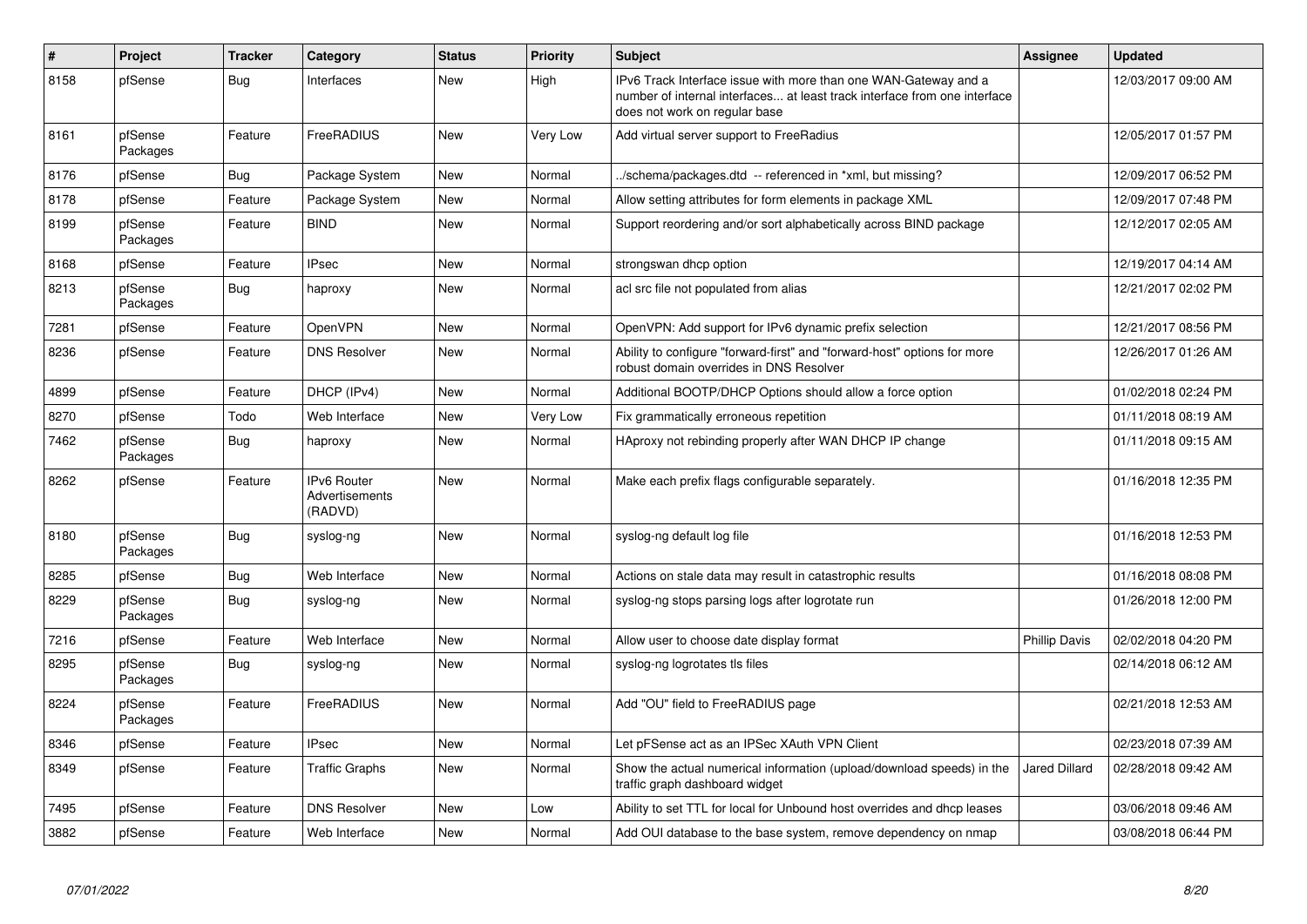| # | Project | Tracker | Category | Status | Priority | Subject | Assignee | Updated |
|---|---|---|---|---|---|---|---|---|
| 8158 | pfSense | Bug | Interfaces | New | High | IPv6 Track Interface issue with more than one WAN-Gateway and a number of internal interfaces... at least track interface from one interface does not work on regular base | | 12/03/2017 09:00 AM |
| 8161 | pfSense Packages | Feature | FreeRADIUS | New | Very Low | Add virtual server support to FreeRadius | | 12/05/2017 01:57 PM |
| 8176 | pfSense | Bug | Package System | New | Normal | ../schema/packages.dtd -- referenced in *xml, but missing? | | 12/09/2017 06:52 PM |
| 8178 | pfSense | Feature | Package System | New | Normal | Allow setting attributes for form elements in package XML | | 12/09/2017 07:48 PM |
| 8199 | pfSense Packages | Feature | BIND | New | Normal | Support reordering and/or sort alphabetically across BIND package | | 12/12/2017 02:05 AM |
| 8168 | pfSense | Feature | IPsec | New | Normal | strongswan dhcp option | | 12/19/2017 04:14 AM |
| 8213 | pfSense Packages | Bug | haproxy | New | Normal | acl src file not populated from alias | | 12/21/2017 02:02 PM |
| 7281 | pfSense | Feature | OpenVPN | New | Normal | OpenVPN: Add support for IPv6 dynamic prefix selection | | 12/21/2017 08:56 PM |
| 8236 | pfSense | Feature | DNS Resolver | New | Normal | Ability to configure "forward-first" and "forward-host" options for more robust domain overrides in DNS Resolver | | 12/26/2017 01:26 AM |
| 4899 | pfSense | Feature | DHCP (IPv4) | New | Normal | Additional BOOTP/DHCP Options should allow a force option | | 01/02/2018 02:24 PM |
| 8270 | pfSense | Todo | Web Interface | New | Very Low | Fix grammatically erroneous repetition | | 01/11/2018 08:19 AM |
| 7462 | pfSense Packages | Bug | haproxy | New | Normal | HAproxy not rebinding properly after WAN DHCP IP change | | 01/11/2018 09:15 AM |
| 8262 | pfSense | Feature | IPv6 Router Advertisements (RADVD) | New | Normal | Make each prefix flags configurable separately. | | 01/16/2018 12:35 PM |
| 8180 | pfSense Packages | Bug | syslog-ng | New | Normal | syslog-ng default log file | | 01/16/2018 12:53 PM |
| 8285 | pfSense | Bug | Web Interface | New | Normal | Actions on stale data may result in catastrophic results | | 01/16/2018 08:08 PM |
| 8229 | pfSense Packages | Bug | syslog-ng | New | Normal | syslog-ng stops parsing logs after logrotate run | | 01/26/2018 12:00 PM |
| 7216 | pfSense | Feature | Web Interface | New | Normal | Allow user to choose date display format | Phillip Davis | 02/02/2018 04:20 PM |
| 8295 | pfSense Packages | Bug | syslog-ng | New | Normal | syslog-ng logrotates tls files | | 02/14/2018 06:12 AM |
| 8224 | pfSense Packages | Feature | FreeRADIUS | New | Normal | Add "OU" field to FreeRADIUS page | | 02/21/2018 12:53 AM |
| 8346 | pfSense | Feature | IPsec | New | Normal | Let pFSense act as an IPSec XAuth VPN Client | | 02/23/2018 07:39 AM |
| 8349 | pfSense | Feature | Traffic Graphs | New | Normal | Show the actual numerical information (upload/download speeds) in the traffic graph dashboard widget | Jared Dillard | 02/28/2018 09:42 AM |
| 7495 | pfSense | Feature | DNS Resolver | New | Low | Ability to set TTL for local for Unbound host overrides and dhcp leases | | 03/06/2018 09:46 AM |
| 3882 | pfSense | Feature | Web Interface | New | Normal | Add OUI database to the base system, remove dependency on nmap | | 03/08/2018 06:44 PM |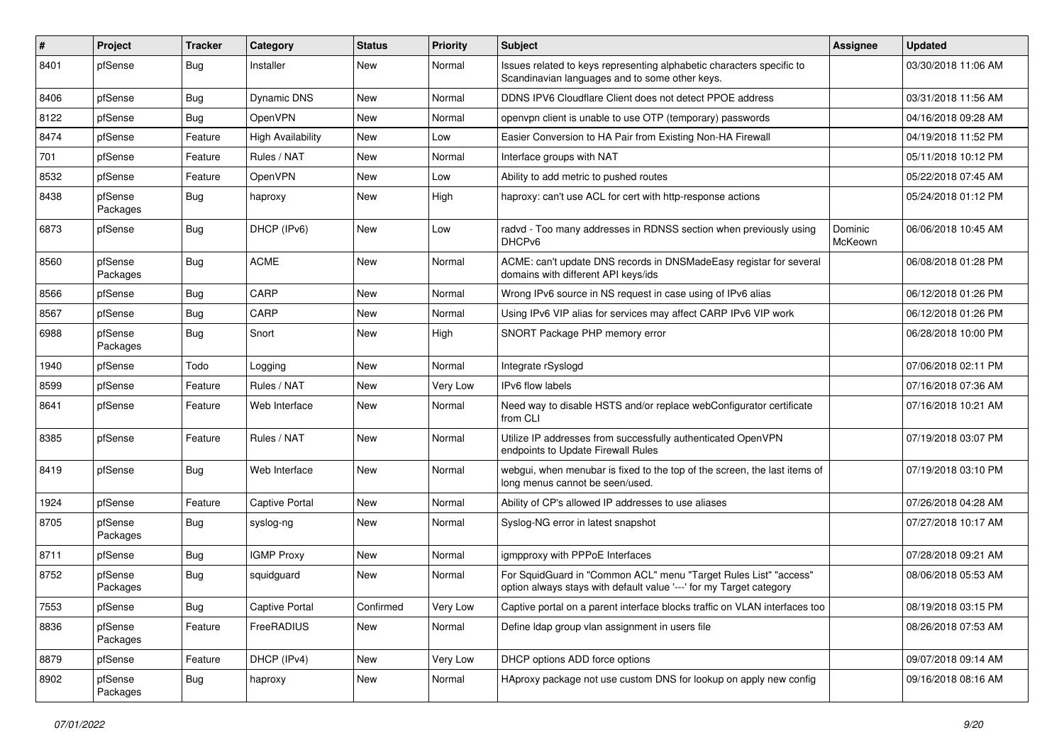| # | Project | Tracker | Category | Status | Priority | Subject | Assignee | Updated |
|---|---|---|---|---|---|---|---|---|
| 8401 | pfSense | Bug | Installer | New | Normal | Issues related to keys representing alphabetic characters specific to Scandinavian languages and to some other keys. | | 03/30/2018 11:06 AM |
| 8406 | pfSense | Bug | Dynamic DNS | New | Normal | DDNS IPV6 Cloudflare Client does not detect PPOE address | | 03/31/2018 11:56 AM |
| 8122 | pfSense | Bug | OpenVPN | New | Normal | openvpn client is unable to use OTP (temporary) passwords | | 04/16/2018 09:28 AM |
| 8474 | pfSense | Feature | High Availability | New | Low | Easier Conversion to HA Pair from Existing Non-HA Firewall | | 04/19/2018 11:52 PM |
| 701 | pfSense | Feature | Rules / NAT | New | Normal | Interface groups with NAT | | 05/11/2018 10:12 PM |
| 8532 | pfSense | Feature | OpenVPN | New | Low | Ability to add metric to pushed routes | | 05/22/2018 07:45 AM |
| 8438 | pfSense Packages | Bug | haproxy | New | High | haproxy: can't use ACL for cert with http-response actions | | 05/24/2018 01:12 PM |
| 6873 | pfSense | Bug | DHCP (IPv6) | New | Low | radvd - Too many addresses in RDNSS section when previously using DHCPv6 | Dominic McKeown | 06/06/2018 10:45 AM |
| 8560 | pfSense Packages | Bug | ACME | New | Normal | ACME: can't update DNS records in DNSMadeEasy registar for several domains with different API keys/ids | | 06/08/2018 01:28 PM |
| 8566 | pfSense | Bug | CARP | New | Normal | Wrong IPv6 source in NS request in case using of IPv6 alias | | 06/12/2018 01:26 PM |
| 8567 | pfSense | Bug | CARP | New | Normal | Using IPv6 VIP alias for services may affect CARP IPv6 VIP work | | 06/12/2018 01:26 PM |
| 6988 | pfSense Packages | Bug | Snort | New | High | SNORT Package PHP memory error | | 06/28/2018 10:00 PM |
| 1940 | pfSense | Todo | Logging | New | Normal | Integrate rSyslogd | | 07/06/2018 02:11 PM |
| 8599 | pfSense | Feature | Rules / NAT | New | Very Low | IPv6 flow labels | | 07/16/2018 07:36 AM |
| 8641 | pfSense | Feature | Web Interface | New | Normal | Need way to disable HSTS and/or replace webConfigurator certificate from CLI | | 07/16/2018 10:21 AM |
| 8385 | pfSense | Feature | Rules / NAT | New | Normal | Utilize IP addresses from successfully authenticated OpenVPN endpoints to Update Firewall Rules | | 07/19/2018 03:07 PM |
| 8419 | pfSense | Bug | Web Interface | New | Normal | webgui, when menubar is fixed to the top of the screen, the last items of long menus cannot be seen/used. | | 07/19/2018 03:10 PM |
| 1924 | pfSense | Feature | Captive Portal | New | Normal | Ability of CP's allowed IP addresses to use aliases | | 07/26/2018 04:28 AM |
| 8705 | pfSense Packages | Bug | syslog-ng | New | Normal | Syslog-NG error in latest snapshot | | 07/27/2018 10:17 AM |
| 8711 | pfSense | Bug | IGMP Proxy | New | Normal | igmpproxy with PPPoE Interfaces | | 07/28/2018 09:21 AM |
| 8752 | pfSense Packages | Bug | squidguard | New | Normal | For SquidGuard in "Common ACL" menu "Target Rules List" "access" option always stays with default value '---' for my Target category | | 08/06/2018 05:53 AM |
| 7553 | pfSense | Bug | Captive Portal | Confirmed | Very Low | Captive portal on a parent interface blocks traffic on VLAN interfaces too | | 08/19/2018 03:15 PM |
| 8836 | pfSense Packages | Feature | FreeRADIUS | New | Normal | Define ldap group vlan assignment in users file | | 08/26/2018 07:53 AM |
| 8879 | pfSense | Feature | DHCP (IPv4) | New | Very Low | DHCP options ADD force options | | 09/07/2018 09:14 AM |
| 8902 | pfSense Packages | Bug | haproxy | New | Normal | HAproxy package not use custom DNS for lookup on apply new config | | 09/16/2018 08:16 AM |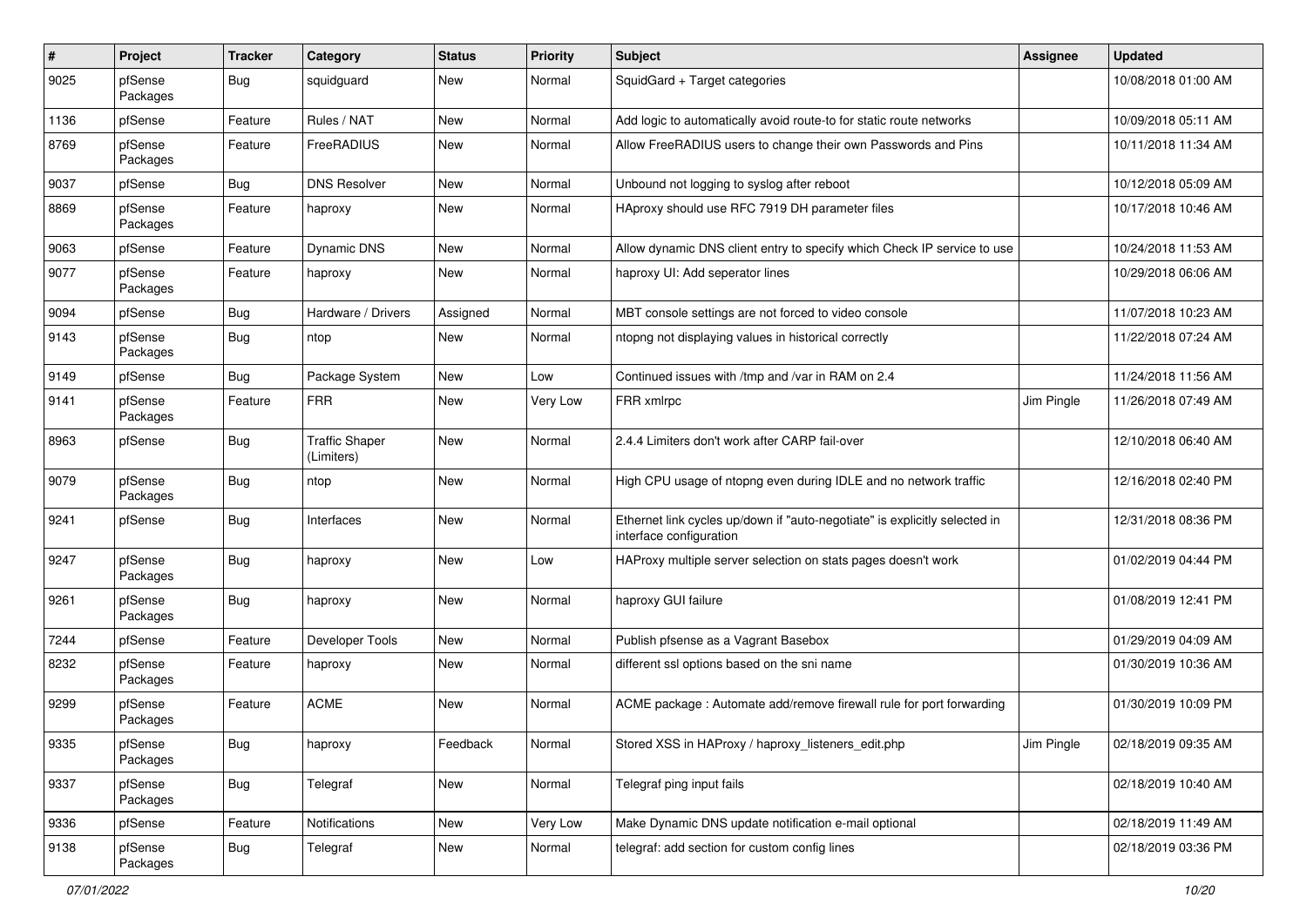| # | Project | Tracker | Category | Status | Priority | Subject | Assignee | Updated |
| --- | --- | --- | --- | --- | --- | --- | --- | --- |
| 9025 | pfSense Packages | Bug | squidguard | New | Normal | SquidGard + Target categories | | 10/08/2018 01:00 AM |
| 1136 | pfSense | Feature | Rules / NAT | New | Normal | Add logic to automatically avoid route-to for static route networks | | 10/09/2018 05:11 AM |
| 8769 | pfSense Packages | Feature | FreeRADIUS | New | Normal | Allow FreeRADIUS users to change their own Passwords and Pins | | 10/11/2018 11:34 AM |
| 9037 | pfSense | Bug | DNS Resolver | New | Normal | Unbound not logging to syslog after reboot | | 10/12/2018 05:09 AM |
| 8869 | pfSense Packages | Feature | haproxy | New | Normal | HAproxy should use RFC 7919 DH parameter files | | 10/17/2018 10:46 AM |
| 9063 | pfSense | Feature | Dynamic DNS | New | Normal | Allow dynamic DNS client entry to specify which Check IP service to use | | 10/24/2018 11:53 AM |
| 9077 | pfSense Packages | Feature | haproxy | New | Normal | haproxy UI: Add seperator lines | | 10/29/2018 06:06 AM |
| 9094 | pfSense | Bug | Hardware / Drivers | Assigned | Normal | MBT console settings are not forced to video console | | 11/07/2018 10:23 AM |
| 9143 | pfSense Packages | Bug | ntop | New | Normal | ntopng not displaying values in historical correctly | | 11/22/2018 07:24 AM |
| 9149 | pfSense | Bug | Package System | New | Low | Continued issues with /tmp and /var in RAM on 2.4 | | 11/24/2018 11:56 AM |
| 9141 | pfSense Packages | Feature | FRR | New | Very Low | FRR xmlrpc | Jim Pingle | 11/26/2018 07:49 AM |
| 8963 | pfSense | Bug | Traffic Shaper (Limiters) | New | Normal | 2.4.4 Limiters don't work after CARP fail-over | | 12/10/2018 06:40 AM |
| 9079 | pfSense Packages | Bug | ntop | New | Normal | High CPU usage of ntopng even during IDLE and no network traffic | | 12/16/2018 02:40 PM |
| 9241 | pfSense | Bug | Interfaces | New | Normal | Ethernet link cycles up/down if "auto-negotiate" is explicitly selected in interface configuration | | 12/31/2018 08:36 PM |
| 9247 | pfSense Packages | Bug | haproxy | New | Low | HAProxy multiple server selection on stats pages doesn't work | | 01/02/2019 04:44 PM |
| 9261 | pfSense Packages | Bug | haproxy | New | Normal | haproxy GUI failure | | 01/08/2019 12:41 PM |
| 7244 | pfSense | Feature | Developer Tools | New | Normal | Publish pfsense as a Vagrant Basebox | | 01/29/2019 04:09 AM |
| 8232 | pfSense Packages | Feature | haproxy | New | Normal | different ssl options based on the sni name | | 01/30/2019 10:36 AM |
| 9299 | pfSense Packages | Feature | ACME | New | Normal | ACME package : Automate add/remove firewall rule for port forwarding | | 01/30/2019 10:09 PM |
| 9335 | pfSense Packages | Bug | haproxy | Feedback | Normal | Stored XSS in HAProxy / haproxy_listeners_edit.php | Jim Pingle | 02/18/2019 09:35 AM |
| 9337 | pfSense Packages | Bug | Telegraf | New | Normal | Telegraf ping input fails | | 02/18/2019 10:40 AM |
| 9336 | pfSense | Feature | Notifications | New | Very Low | Make Dynamic DNS update notification e-mail optional | | 02/18/2019 11:49 AM |
| 9138 | pfSense Packages | Bug | Telegraf | New | Normal | telegraf: add section for custom config lines | | 02/18/2019 03:36 PM |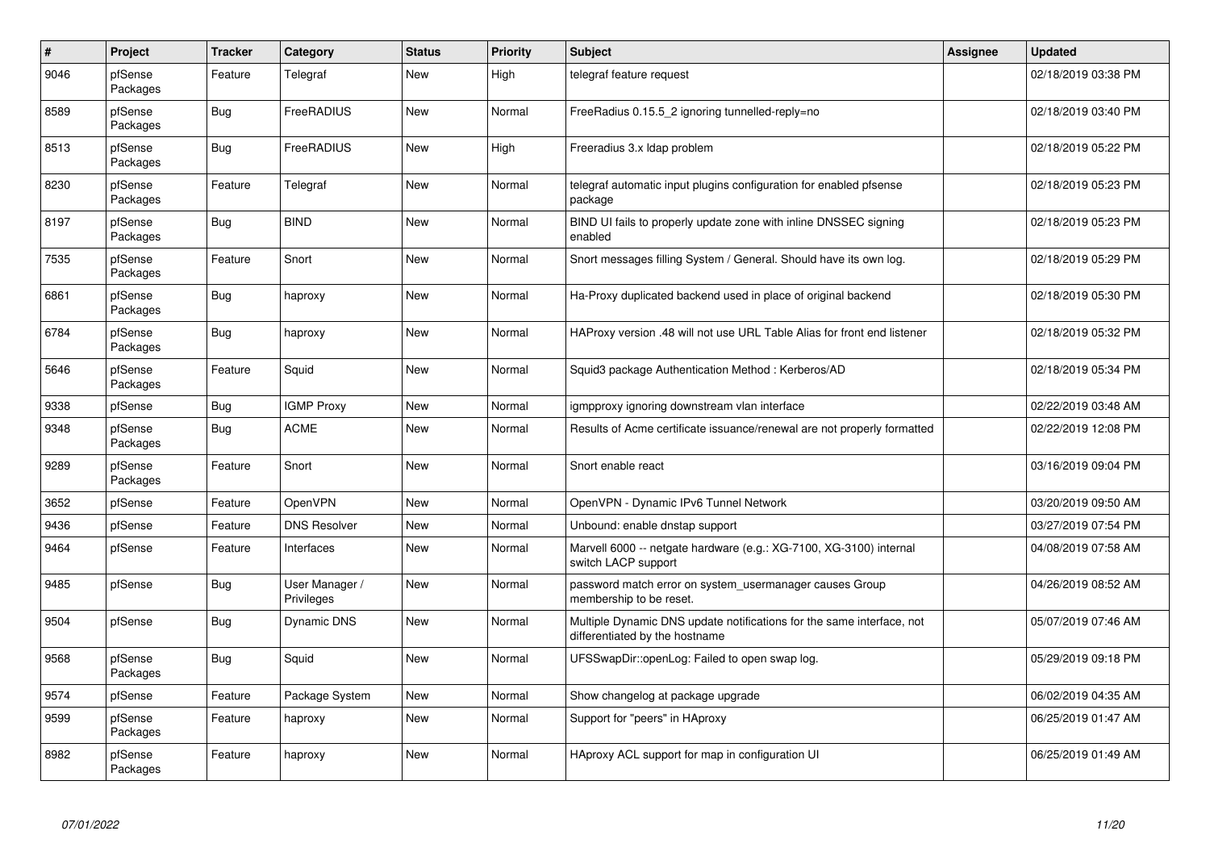| # | Project | Tracker | Category | Status | Priority | Subject | Assignee | Updated |
|---|---|---|---|---|---|---|---|---|
| 9046 | pfSense Packages | Feature | Telegraf | New | High | telegraf feature request | | 02/18/2019 03:38 PM |
| 8589 | pfSense Packages | Bug | FreeRADIUS | New | Normal | FreeRadius 0.15.5_2 ignoring tunnelled-reply=no | | 02/18/2019 03:40 PM |
| 8513 | pfSense Packages | Bug | FreeRADIUS | New | High | Freeradius 3.x ldap problem | | 02/18/2019 05:22 PM |
| 8230 | pfSense Packages | Feature | Telegraf | New | Normal | telegraf automatic input plugins configuration for enabled pfsense package | | 02/18/2019 05:23 PM |
| 8197 | pfSense Packages | Bug | BIND | New | Normal | BIND UI fails to properly update zone with inline DNSSEC signing enabled | | 02/18/2019 05:23 PM |
| 7535 | pfSense Packages | Feature | Snort | New | Normal | Snort messages filling System / General. Should have its own log. | | 02/18/2019 05:29 PM |
| 6861 | pfSense Packages | Bug | haproxy | New | Normal | Ha-Proxy duplicated backend used in place of original backend | | 02/18/2019 05:30 PM |
| 6784 | pfSense Packages | Bug | haproxy | New | Normal | HAProxy version .48 will not use URL Table Alias for front end listener | | 02/18/2019 05:32 PM |
| 5646 | pfSense Packages | Feature | Squid | New | Normal | Squid3 package Authentication Method : Kerberos/AD | | 02/18/2019 05:34 PM |
| 9338 | pfSense | Bug | IGMP Proxy | New | Normal | igmpproxy ignoring downstream vlan interface | | 02/22/2019 03:48 AM |
| 9348 | pfSense Packages | Bug | ACME | New | Normal | Results of Acme certificate issuance/renewal are not properly formatted | | 02/22/2019 12:08 PM |
| 9289 | pfSense Packages | Feature | Snort | New | Normal | Snort enable react | | 03/16/2019 09:04 PM |
| 3652 | pfSense | Feature | OpenVPN | New | Normal | OpenVPN - Dynamic IPv6 Tunnel Network | | 03/20/2019 09:50 AM |
| 9436 | pfSense | Feature | DNS Resolver | New | Normal | Unbound: enable dnstap support | | 03/27/2019 07:54 PM |
| 9464 | pfSense | Feature | Interfaces | New | Normal | Marvell 6000 -- netgate hardware (e.g.: XG-7100, XG-3100) internal switch LACP support | | 04/08/2019 07:58 AM |
| 9485 | pfSense | Bug | User Manager / Privileges | New | Normal | password match error on system_usermanager causes Group membership to be reset. | | 04/26/2019 08:52 AM |
| 9504 | pfSense | Bug | Dynamic DNS | New | Normal | Multiple Dynamic DNS update notifications for the same interface, not differentiated by the hostname | | 05/07/2019 07:46 AM |
| 9568 | pfSense Packages | Bug | Squid | New | Normal | UFSSwapDir::openLog: Failed to open swap log. | | 05/29/2019 09:18 PM |
| 9574 | pfSense | Feature | Package System | New | Normal | Show changelog at package upgrade | | 06/02/2019 04:35 AM |
| 9599 | pfSense Packages | Feature | haproxy | New | Normal | Support for "peers" in HAproxy | | 06/25/2019 01:47 AM |
| 8982 | pfSense Packages | Feature | haproxy | New | Normal | HAproxy ACL support for map in configuration UI | | 06/25/2019 01:49 AM |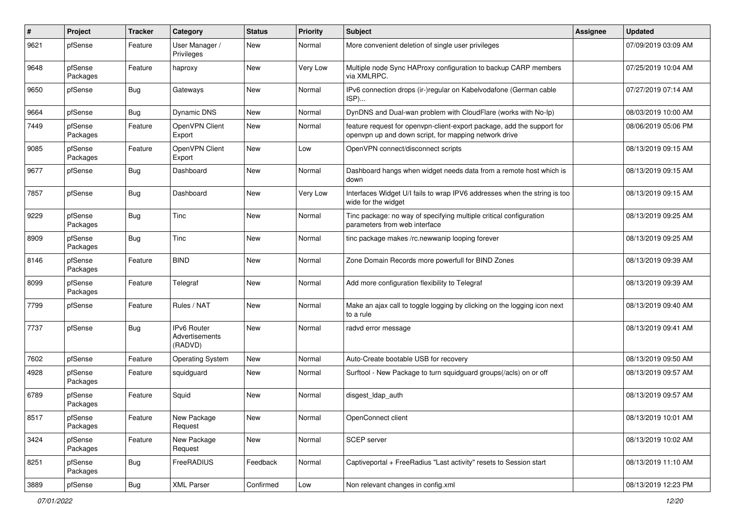| # | Project | Tracker | Category | Status | Priority | Subject | Assignee | Updated |
|---|---|---|---|---|---|---|---|---|
| 9621 | pfSense | Feature | User Manager / Privileges | New | Normal | More convenient deletion of single user privileges | | 07/09/2019 03:09 AM |
| 9648 | pfSense Packages | Feature | haproxy | New | Very Low | Multiple node Sync HAProxy configuration to backup CARP members via XMLRPC. | | 07/25/2019 10:04 AM |
| 9650 | pfSense | Bug | Gateways | New | Normal | IPv6 connection drops (ir-)regular on Kabelvodafone (German cable ISP)... | | 07/27/2019 07:14 AM |
| 9664 | pfSense | Bug | Dynamic DNS | New | Normal | DynDNS and Dual-wan problem with CloudFlare (works with No-Ip) | | 08/03/2019 10:00 AM |
| 7449 | pfSense Packages | Feature | OpenVPN Client Export | New | Normal | feature request for openvpn-client-export package, add the support for openvpn up and down script, for mapping network drive | | 08/06/2019 05:06 PM |
| 9085 | pfSense Packages | Feature | OpenVPN Client Export | New | Low | OpenVPN connect/disconnect scripts | | 08/13/2019 09:15 AM |
| 9677 | pfSense | Bug | Dashboard | New | Normal | Dashboard hangs when widget needs data from a remote host which is down | | 08/13/2019 09:15 AM |
| 7857 | pfSense | Bug | Dashboard | New | Very Low | Interfaces Widget U/I fails to wrap IPV6 addresses when the string is too wide for the widget | | 08/13/2019 09:15 AM |
| 9229 | pfSense Packages | Bug | Tinc | New | Normal | Tinc package: no way of specifying multiple critical configuration parameters from web interface | | 08/13/2019 09:25 AM |
| 8909 | pfSense Packages | Bug | Tinc | New | Normal | tinc package makes /rc.newwanip looping forever | | 08/13/2019 09:25 AM |
| 8146 | pfSense Packages | Feature | BIND | New | Normal | Zone Domain Records more powerfull for BIND Zones | | 08/13/2019 09:39 AM |
| 8099 | pfSense Packages | Feature | Telegraf | New | Normal | Add more configuration flexibility to Telegraf | | 08/13/2019 09:39 AM |
| 7799 | pfSense | Feature | Rules / NAT | New | Normal | Make an ajax call to toggle logging by clicking on the logging icon next to a rule | | 08/13/2019 09:40 AM |
| 7737 | pfSense | Bug | IPv6 Router Advertisements (RADVD) | New | Normal | radvd error message | | 08/13/2019 09:41 AM |
| 7602 | pfSense | Feature | Operating System | New | Normal | Auto-Create bootable USB for recovery | | 08/13/2019 09:50 AM |
| 4928 | pfSense Packages | Feature | squidguard | New | Normal | Surftool - New Package to turn squidguard groups(/acls) on or off | | 08/13/2019 09:57 AM |
| 6789 | pfSense Packages | Feature | Squid | New | Normal | disgest_ldap_auth | | 08/13/2019 09:57 AM |
| 8517 | pfSense Packages | Feature | New Package Request | New | Normal | OpenConnect client | | 08/13/2019 10:01 AM |
| 3424 | pfSense Packages | Feature | New Package Request | New | Normal | SCEP server | | 08/13/2019 10:02 AM |
| 8251 | pfSense Packages | Bug | FreeRADIUS | Feedback | Normal | Captiveportal + FreeRadius "Last activity" resets to Session start | | 08/13/2019 11:10 AM |
| 3889 | pfSense | Bug | XML Parser | Confirmed | Low | Non relevant changes in config.xml | | 08/13/2019 12:23 PM |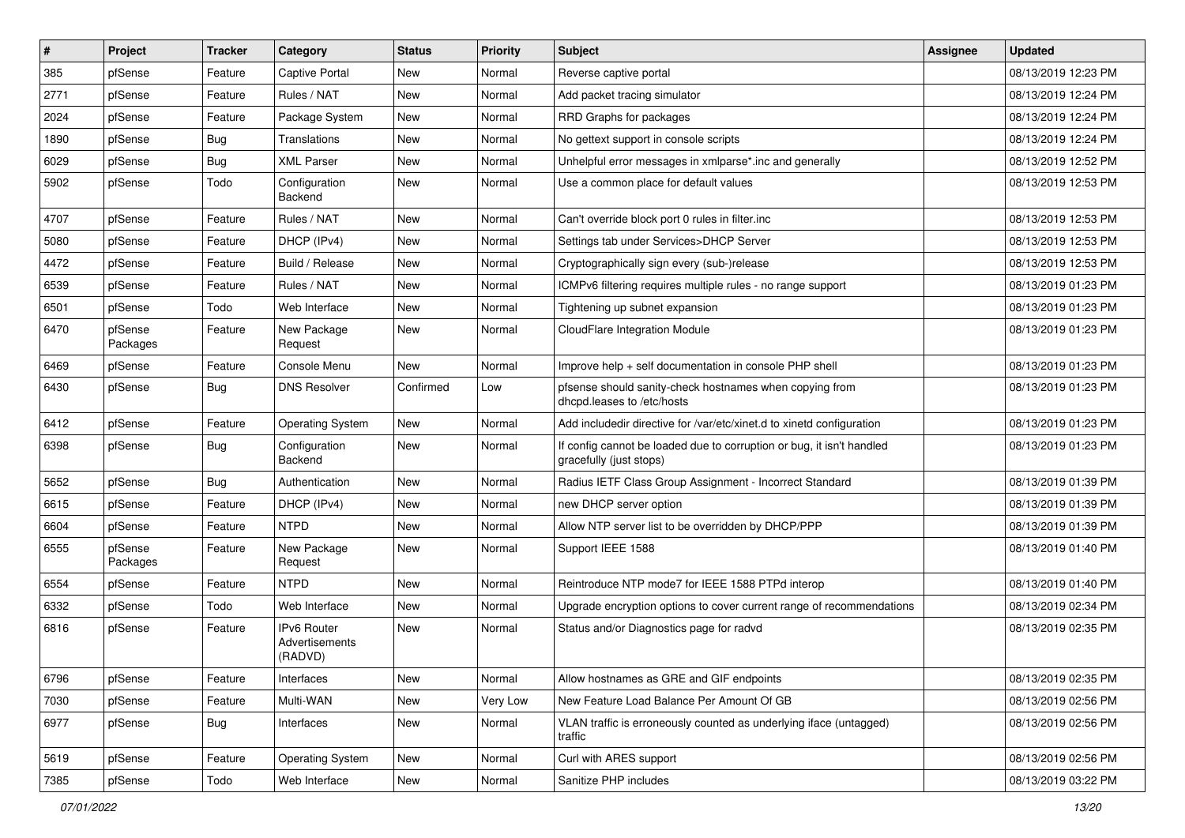| # | Project | Tracker | Category | Status | Priority | Subject | Assignee | Updated |
|---|---|---|---|---|---|---|---|---|
| 385 | pfSense | Feature | Captive Portal | New | Normal | Reverse captive portal | | 08/13/2019 12:23 PM |
| 2771 | pfSense | Feature | Rules / NAT | New | Normal | Add packet tracing simulator | | 08/13/2019 12:24 PM |
| 2024 | pfSense | Feature | Package System | New | Normal | RRD Graphs for packages | | 08/13/2019 12:24 PM |
| 1890 | pfSense | Bug | Translations | New | Normal | No gettext support in console scripts | | 08/13/2019 12:24 PM |
| 6029 | pfSense | Bug | XML Parser | New | Normal | Unhelpful error messages in xmlparse*.inc and generally | | 08/13/2019 12:52 PM |
| 5902 | pfSense | Todo | Configuration Backend | New | Normal | Use a common place for default values | | 08/13/2019 12:53 PM |
| 4707 | pfSense | Feature | Rules / NAT | New | Normal | Can't override block port 0 rules in filter.inc | | 08/13/2019 12:53 PM |
| 5080 | pfSense | Feature | DHCP (IPv4) | New | Normal | Settings tab under Services>DHCP Server | | 08/13/2019 12:53 PM |
| 4472 | pfSense | Feature | Build / Release | New | Normal | Cryptographically sign every (sub-)release | | 08/13/2019 12:53 PM |
| 6539 | pfSense | Feature | Rules / NAT | New | Normal | ICMPv6 filtering requires multiple rules - no range support | | 08/13/2019 01:23 PM |
| 6501 | pfSense | Todo | Web Interface | New | Normal | Tightening up subnet expansion | | 08/13/2019 01:23 PM |
| 6470 | pfSense Packages | Feature | New Package Request | New | Normal | CloudFlare Integration Module | | 08/13/2019 01:23 PM |
| 6469 | pfSense | Feature | Console Menu | New | Normal | Improve help + self documentation in console PHP shell | | 08/13/2019 01:23 PM |
| 6430 | pfSense | Bug | DNS Resolver | Confirmed | Low | pfsense should sanity-check hostnames when copying from dhcpd.leases to /etc/hosts | | 08/13/2019 01:23 PM |
| 6412 | pfSense | Feature | Operating System | New | Normal | Add includedir directive for /var/etc/xinet.d to xinetd configuration | | 08/13/2019 01:23 PM |
| 6398 | pfSense | Bug | Configuration Backend | New | Normal | If config cannot be loaded due to corruption or bug, it isn't handled gracefully (just stops) | | 08/13/2019 01:23 PM |
| 5652 | pfSense | Bug | Authentication | New | Normal | Radius IETF Class Group Assignment - Incorrect Standard | | 08/13/2019 01:39 PM |
| 6615 | pfSense | Feature | DHCP (IPv4) | New | Normal | new DHCP server option | | 08/13/2019 01:39 PM |
| 6604 | pfSense | Feature | NTPD | New | Normal | Allow NTP server list to be overridden by DHCP/PPP | | 08/13/2019 01:39 PM |
| 6555 | pfSense Packages | Feature | New Package Request | New | Normal | Support IEEE 1588 | | 08/13/2019 01:40 PM |
| 6554 | pfSense | Feature | NTPD | New | Normal | Reintroduce NTP mode7 for IEEE 1588 PTPd interop | | 08/13/2019 01:40 PM |
| 6332 | pfSense | Todo | Web Interface | New | Normal | Upgrade encryption options to cover current range of recommendations | | 08/13/2019 02:34 PM |
| 6816 | pfSense | Feature | IPv6 Router Advertisements (RADVD) | New | Normal | Status and/or Diagnostics page for radvd | | 08/13/2019 02:35 PM |
| 6796 | pfSense | Feature | Interfaces | New | Normal | Allow hostnames as GRE and GIF endpoints | | 08/13/2019 02:35 PM |
| 7030 | pfSense | Feature | Multi-WAN | New | Very Low | New Feature Load Balance Per Amount Of GB | | 08/13/2019 02:56 PM |
| 6977 | pfSense | Bug | Interfaces | New | Normal | VLAN traffic is erroneously counted as underlying iface (untagged) traffic | | 08/13/2019 02:56 PM |
| 5619 | pfSense | Feature | Operating System | New | Normal | Curl with ARES support | | 08/13/2019 02:56 PM |
| 7385 | pfSense | Todo | Web Interface | New | Normal | Sanitize PHP includes | | 08/13/2019 03:22 PM |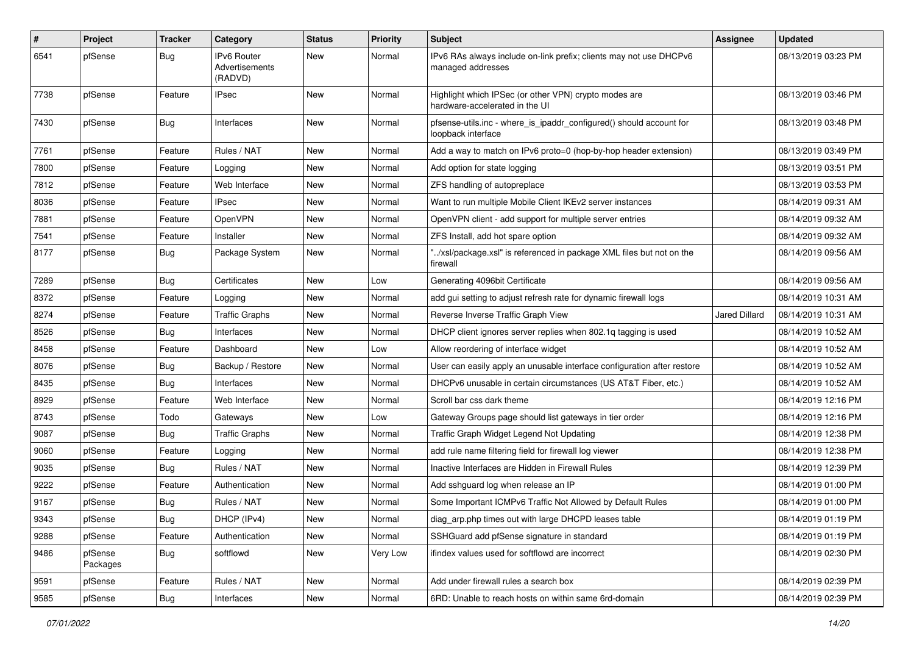| # | Project | Tracker | Category | Status | Priority | Subject | Assignee | Updated |
|---|---|---|---|---|---|---|---|---|
| 6541 | pfSense | Bug | IPv6 Router Advertisements (RADVD) | New | Normal | IPv6 RAs always include on-link prefix; clients may not use DHCPv6 managed addresses | | 08/13/2019 03:23 PM |
| 7738 | pfSense | Feature | IPsec | New | Normal | Highlight which IPSec (or other VPN) crypto modes are hardware-accelerated in the UI | | 08/13/2019 03:46 PM |
| 7430 | pfSense | Bug | Interfaces | New | Normal | pfsense-utils.inc - where_is_ipaddr_configured() should account for loopback interface | | 08/13/2019 03:48 PM |
| 7761 | pfSense | Feature | Rules / NAT | New | Normal | Add a way to match on IPv6 proto=0 (hop-by-hop header extension) | | 08/13/2019 03:49 PM |
| 7800 | pfSense | Feature | Logging | New | Normal | Add option for state logging | | 08/13/2019 03:51 PM |
| 7812 | pfSense | Feature | Web Interface | New | Normal | ZFS handling of autopreplace | | 08/13/2019 03:53 PM |
| 8036 | pfSense | Feature | IPsec | New | Normal | Want to run multiple Mobile Client IKEv2 server instances | | 08/14/2019 09:31 AM |
| 7881 | pfSense | Feature | OpenVPN | New | Normal | OpenVPN client - add support for multiple server entries | | 08/14/2019 09:32 AM |
| 7541 | pfSense | Feature | Installer | New | Normal | ZFS Install, add hot spare option | | 08/14/2019 09:32 AM |
| 8177 | pfSense | Bug | Package System | New | Normal | "../xsl/package.xsl" is referenced in package XML files but not on the firewall | | 08/14/2019 09:56 AM |
| 7289 | pfSense | Bug | Certificates | New | Low | Generating 4096bit Certificate | | 08/14/2019 09:56 AM |
| 8372 | pfSense | Feature | Logging | New | Normal | add gui setting to adjust refresh rate for dynamic firewall logs | | 08/14/2019 10:31 AM |
| 8274 | pfSense | Feature | Traffic Graphs | New | Normal | Reverse Inverse Traffic Graph View | Jared Dillard | 08/14/2019 10:31 AM |
| 8526 | pfSense | Bug | Interfaces | New | Normal | DHCP client ignores server replies when 802.1q tagging is used | | 08/14/2019 10:52 AM |
| 8458 | pfSense | Feature | Dashboard | New | Low | Allow reordering of interface widget | | 08/14/2019 10:52 AM |
| 8076 | pfSense | Bug | Backup / Restore | New | Normal | User can easily apply an unusable interface configuration after restore | | 08/14/2019 10:52 AM |
| 8435 | pfSense | Bug | Interfaces | New | Normal | DHCPv6 unusable in certain circumstances (US AT&T Fiber, etc.) | | 08/14/2019 10:52 AM |
| 8929 | pfSense | Feature | Web Interface | New | Normal | Scroll bar css dark theme | | 08/14/2019 12:16 PM |
| 8743 | pfSense | Todo | Gateways | New | Low | Gateway Groups page should list gateways in tier order | | 08/14/2019 12:16 PM |
| 9087 | pfSense | Bug | Traffic Graphs | New | Normal | Traffic Graph Widget Legend Not Updating | | 08/14/2019 12:38 PM |
| 9060 | pfSense | Feature | Logging | New | Normal | add rule name filtering field for firewall log viewer | | 08/14/2019 12:38 PM |
| 9035 | pfSense | Bug | Rules / NAT | New | Normal | Inactive Interfaces are Hidden in Firewall Rules | | 08/14/2019 12:39 PM |
| 9222 | pfSense | Feature | Authentication | New | Normal | Add sshguard log when release an IP | | 08/14/2019 01:00 PM |
| 9167 | pfSense | Bug | Rules / NAT | New | Normal | Some Important ICMPv6 Traffic Not Allowed by Default Rules | | 08/14/2019 01:00 PM |
| 9343 | pfSense | Bug | DHCP (IPv4) | New | Normal | diag_arp.php times out with large DHCPD leases table | | 08/14/2019 01:19 PM |
| 9288 | pfSense | Feature | Authentication | New | Normal | SSHGuard add pfSense signature in standard | | 08/14/2019 01:19 PM |
| 9486 | pfSense Packages | Bug | softflowd | New | Very Low | ifindex values used for softflowd are incorrect | | 08/14/2019 02:30 PM |
| 9591 | pfSense | Feature | Rules / NAT | New | Normal | Add under firewall rules a search box | | 08/14/2019 02:39 PM |
| 9585 | pfSense | Bug | Interfaces | New | Normal | 6RD: Unable to reach hosts on within same 6rd-domain | | 08/14/2019 02:39 PM |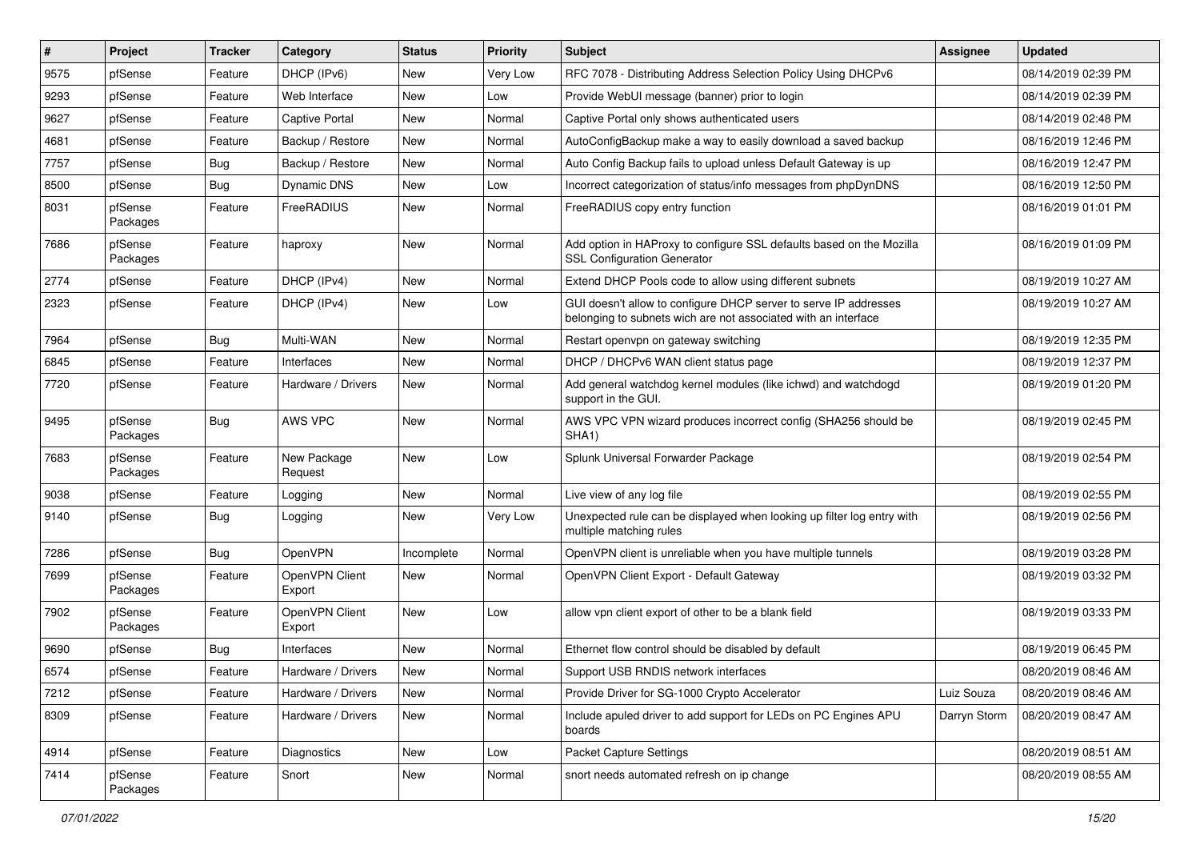| # | Project | Tracker | Category | Status | Priority | Subject | Assignee | Updated |
|---|---|---|---|---|---|---|---|---|
| 9575 | pfSense | Feature | DHCP (IPv6) | New | Very Low | RFC 7078 - Distributing Address Selection Policy Using DHCPv6 | | 08/14/2019 02:39 PM |
| 9293 | pfSense | Feature | Web Interface | New | Low | Provide WebUI message (banner) prior to login | | 08/14/2019 02:39 PM |
| 9627 | pfSense | Feature | Captive Portal | New | Normal | Captive Portal only shows authenticated users | | 08/14/2019 02:48 PM |
| 4681 | pfSense | Feature | Backup / Restore | New | Normal | AutoConfigBackup make a way to easily download a saved backup | | 08/16/2019 12:46 PM |
| 7757 | pfSense | Bug | Backup / Restore | New | Normal | Auto Config Backup fails to upload unless Default Gateway is up | | 08/16/2019 12:47 PM |
| 8500 | pfSense | Bug | Dynamic DNS | New | Low | Incorrect categorization of status/info messages from phpDynDNS | | 08/16/2019 12:50 PM |
| 8031 | pfSense Packages | Feature | FreeRADIUS | New | Normal | FreeRADIUS copy entry function | | 08/16/2019 01:01 PM |
| 7686 | pfSense Packages | Feature | haproxy | New | Normal | Add option in HAProxy to configure SSL defaults based on the Mozilla SSL Configuration Generator | | 08/16/2019 01:09 PM |
| 2774 | pfSense | Feature | DHCP (IPv4) | New | Normal | Extend DHCP Pools code to allow using different subnets | | 08/19/2019 10:27 AM |
| 2323 | pfSense | Feature | DHCP (IPv4) | New | Low | GUI doesn't allow to configure DHCP server to serve IP addresses belonging to subnets wich are not associated with an interface | | 08/19/2019 10:27 AM |
| 7964 | pfSense | Bug | Multi-WAN | New | Normal | Restart openvpn on gateway switching | | 08/19/2019 12:35 PM |
| 6845 | pfSense | Feature | Interfaces | New | Normal | DHCP / DHCPv6 WAN client status page | | 08/19/2019 12:37 PM |
| 7720 | pfSense | Feature | Hardware / Drivers | New | Normal | Add general watchdog kernel modules (like ichwd) and watchdogd support in the GUI. | | 08/19/2019 01:20 PM |
| 9495 | pfSense Packages | Bug | AWS VPC | New | Normal | AWS VPC VPN wizard produces incorrect config (SHA256 should be SHA1) | | 08/19/2019 02:45 PM |
| 7683 | pfSense Packages | Feature | New Package Request | New | Low | Splunk Universal Forwarder Package | | 08/19/2019 02:54 PM |
| 9038 | pfSense | Feature | Logging | New | Normal | Live view of any log file | | 08/19/2019 02:55 PM |
| 9140 | pfSense | Bug | Logging | New | Very Low | Unexpected rule can be displayed when looking up filter log entry with multiple matching rules | | 08/19/2019 02:56 PM |
| 7286 | pfSense | Bug | OpenVPN | Incomplete | Normal | OpenVPN client is unreliable when you have multiple tunnels | | 08/19/2019 03:28 PM |
| 7699 | pfSense Packages | Feature | OpenVPN Client Export | New | Normal | OpenVPN Client Export - Default Gateway | | 08/19/2019 03:32 PM |
| 7902 | pfSense Packages | Feature | OpenVPN Client Export | New | Low | allow vpn client export of other to be a blank field | | 08/19/2019 03:33 PM |
| 9690 | pfSense | Bug | Interfaces | New | Normal | Ethernet flow control should be disabled by default | | 08/19/2019 06:45 PM |
| 6574 | pfSense | Feature | Hardware / Drivers | New | Normal | Support USB RNDIS network interfaces | | 08/20/2019 08:46 AM |
| 7212 | pfSense | Feature | Hardware / Drivers | New | Normal | Provide Driver for SG-1000 Crypto Accelerator | Luiz Souza | 08/20/2019 08:46 AM |
| 8309 | pfSense | Feature | Hardware / Drivers | New | Normal | Include apuled driver to add support for LEDs on PC Engines APU boards | Darryn Storm | 08/20/2019 08:47 AM |
| 4914 | pfSense | Feature | Diagnostics | New | Low | Packet Capture Settings | | 08/20/2019 08:51 AM |
| 7414 | pfSense Packages | Feature | Snort | New | Normal | snort needs automated refresh on ip change | | 08/20/2019 08:55 AM |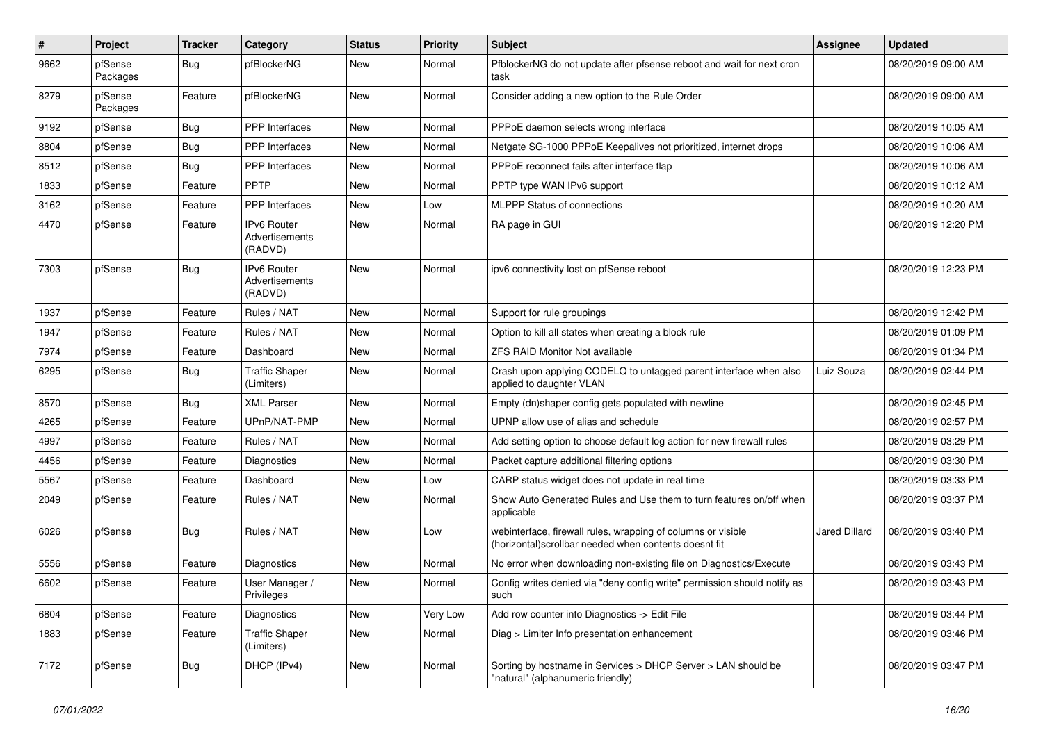| # | Project | Tracker | Category | Status | Priority | Subject | Assignee | Updated |
|---|---|---|---|---|---|---|---|---|
| 9662 | pfSense Packages | Bug | pfBlockerNG | New | Normal | PfblockerNG do not update after pfsense reboot and wait for next cron task | | 08/20/2019 09:00 AM |
| 8279 | pfSense Packages | Feature | pfBlockerNG | New | Normal | Consider adding a new option to the Rule Order | | 08/20/2019 09:00 AM |
| 9192 | pfSense | Bug | PPP Interfaces | New | Normal | PPPoE daemon selects wrong interface | | 08/20/2019 10:05 AM |
| 8804 | pfSense | Bug | PPP Interfaces | New | Normal | Netgate SG-1000 PPPoE Keepalives not prioritized, internet drops | | 08/20/2019 10:06 AM |
| 8512 | pfSense | Bug | PPP Interfaces | New | Normal | PPPoE reconnect fails after interface flap | | 08/20/2019 10:06 AM |
| 1833 | pfSense | Feature | PPTP | New | Normal | PPTP type WAN IPv6 support | | 08/20/2019 10:12 AM |
| 3162 | pfSense | Feature | PPP Interfaces | New | Low | MLPPP Status of connections | | 08/20/2019 10:20 AM |
| 4470 | pfSense | Feature | IPv6 Router Advertisements (RADVD) | New | Normal | RA page in GUI | | 08/20/2019 12:20 PM |
| 7303 | pfSense | Bug | IPv6 Router Advertisements (RADVD) | New | Normal | ipv6 connectivity lost on pfSense reboot | | 08/20/2019 12:23 PM |
| 1937 | pfSense | Feature | Rules / NAT | New | Normal | Support for rule groupings | | 08/20/2019 12:42 PM |
| 1947 | pfSense | Feature | Rules / NAT | New | Normal | Option to kill all states when creating a block rule | | 08/20/2019 01:09 PM |
| 7974 | pfSense | Feature | Dashboard | New | Normal | ZFS RAID Monitor Not available | | 08/20/2019 01:34 PM |
| 6295 | pfSense | Bug | Traffic Shaper (Limiters) | New | Normal | Crash upon applying CODELQ to untagged parent interface when also applied to daughter VLAN | Luiz Souza | 08/20/2019 02:44 PM |
| 8570 | pfSense | Bug | XML Parser | New | Normal | Empty (dn)shaper config gets populated with newline | | 08/20/2019 02:45 PM |
| 4265 | pfSense | Feature | UPnP/NAT-PMP | New | Normal | UPNP allow use of alias and schedule | | 08/20/2019 02:57 PM |
| 4997 | pfSense | Feature | Rules / NAT | New | Normal | Add setting option to choose default log action for new firewall rules | | 08/20/2019 03:29 PM |
| 4456 | pfSense | Feature | Diagnostics | New | Normal | Packet capture additional filtering options | | 08/20/2019 03:30 PM |
| 5567 | pfSense | Feature | Dashboard | New | Low | CARP status widget does not update in real time | | 08/20/2019 03:33 PM |
| 2049 | pfSense | Feature | Rules / NAT | New | Normal | Show Auto Generated Rules and Use them to turn features on/off when applicable | | 08/20/2019 03:37 PM |
| 6026 | pfSense | Bug | Rules / NAT | New | Low | webinterface, firewall rules, wrapping of columns or visible (horizontal)scrollbar needed when contents doesnt fit | Jared Dillard | 08/20/2019 03:40 PM |
| 5556 | pfSense | Feature | Diagnostics | New | Normal | No error when downloading non-existing file on Diagnostics/Execute | | 08/20/2019 03:43 PM |
| 6602 | pfSense | Feature | User Manager / Privileges | New | Normal | Config writes denied via "deny config write" permission should notify as such | | 08/20/2019 03:43 PM |
| 6804 | pfSense | Feature | Diagnostics | New | Very Low | Add row counter into Diagnostics -> Edit File | | 08/20/2019 03:44 PM |
| 1883 | pfSense | Feature | Traffic Shaper (Limiters) | New | Normal | Diag > Limiter Info presentation enhancement | | 08/20/2019 03:46 PM |
| 7172 | pfSense | Bug | DHCP (IPv4) | New | Normal | Sorting by hostname in Services > DHCP Server > LAN should be "natural" (alphanumeric friendly) | | 08/20/2019 03:47 PM |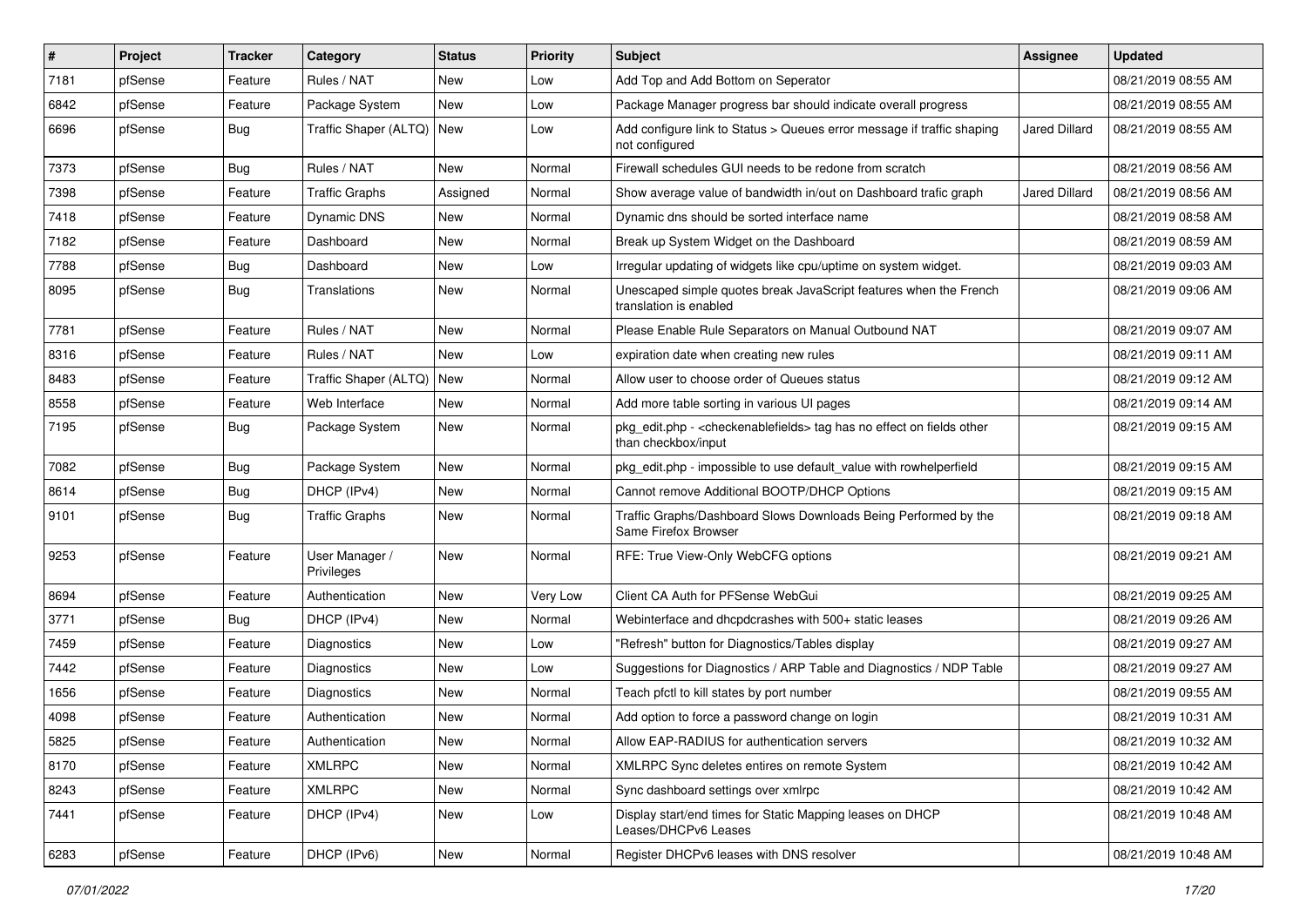| # | Project | Tracker | Category | Status | Priority | Subject | Assignee | Updated |
|---|---|---|---|---|---|---|---|---|
| 7181 | pfSense | Feature | Rules / NAT | New | Low | Add Top and Add Bottom on Seperator | | 08/21/2019 08:55 AM |
| 6842 | pfSense | Feature | Package System | New | Low | Package Manager progress bar should indicate overall progress | | 08/21/2019 08:55 AM |
| 6696 | pfSense | Bug | Traffic Shaper (ALTQ) | New | Low | Add configure link to Status > Queues error message if traffic shaping not configured | Jared Dillard | 08/21/2019 08:55 AM |
| 7373 | pfSense | Bug | Rules / NAT | New | Normal | Firewall schedules GUI needs to be redone from scratch | | 08/21/2019 08:56 AM |
| 7398 | pfSense | Feature | Traffic Graphs | Assigned | Normal | Show average value of bandwidth in/out on Dashboard trafic graph | Jared Dillard | 08/21/2019 08:56 AM |
| 7418 | pfSense | Feature | Dynamic DNS | New | Normal | Dynamic dns should be sorted interface name | | 08/21/2019 08:58 AM |
| 7182 | pfSense | Feature | Dashboard | New | Normal | Break up System Widget on the Dashboard | | 08/21/2019 08:59 AM |
| 7788 | pfSense | Bug | Dashboard | New | Low | Irregular updating of widgets like cpu/uptime on system widget. | | 08/21/2019 09:03 AM |
| 8095 | pfSense | Bug | Translations | New | Normal | Unescaped simple quotes break JavaScript features when the French translation is enabled | | 08/21/2019 09:06 AM |
| 7781 | pfSense | Feature | Rules / NAT | New | Normal | Please Enable Rule Separators on Manual Outbound NAT | | 08/21/2019 09:07 AM |
| 8316 | pfSense | Feature | Rules / NAT | New | Low | expiration date when creating new rules | | 08/21/2019 09:11 AM |
| 8483 | pfSense | Feature | Traffic Shaper (ALTQ) | New | Normal | Allow user to choose order of Queues status | | 08/21/2019 09:12 AM |
| 8558 | pfSense | Feature | Web Interface | New | Normal | Add more table sorting in various UI pages | | 08/21/2019 09:14 AM |
| 7195 | pfSense | Bug | Package System | New | Normal | pkg_edit.php - <checkenablefields> tag has no effect on fields other than checkbox/input | | 08/21/2019 09:15 AM |
| 7082 | pfSense | Bug | Package System | New | Normal | pkg_edit.php - impossible to use default_value with rowhelperfield | | 08/21/2019 09:15 AM |
| 8614 | pfSense | Bug | DHCP (IPv4) | New | Normal | Cannot remove Additional BOOTP/DHCP Options | | 08/21/2019 09:15 AM |
| 9101 | pfSense | Bug | Traffic Graphs | New | Normal | Traffic Graphs/Dashboard Slows Downloads Being Performed by the Same Firefox Browser | | 08/21/2019 09:18 AM |
| 9253 | pfSense | Feature | User Manager / Privileges | New | Normal | RFE: True View-Only WebCFG options | | 08/21/2019 09:21 AM |
| 8694 | pfSense | Feature | Authentication | New | Very Low | Client CA Auth for PFSense WebGui | | 08/21/2019 09:25 AM |
| 3771 | pfSense | Bug | DHCP (IPv4) | New | Normal | Webinterface and dhcpdcrashes with 500+ static leases | | 08/21/2019 09:26 AM |
| 7459 | pfSense | Feature | Diagnostics | New | Low | "Refresh" button for Diagnostics/Tables display | | 08/21/2019 09:27 AM |
| 7442 | pfSense | Feature | Diagnostics | New | Low | Suggestions for Diagnostics / ARP Table and Diagnostics / NDP Table | | 08/21/2019 09:27 AM |
| 1656 | pfSense | Feature | Diagnostics | New | Normal | Teach pfctl to kill states by port number | | 08/21/2019 09:55 AM |
| 4098 | pfSense | Feature | Authentication | New | Normal | Add option to force a password change on login | | 08/21/2019 10:31 AM |
| 5825 | pfSense | Feature | Authentication | New | Normal | Allow EAP-RADIUS for authentication servers | | 08/21/2019 10:32 AM |
| 8170 | pfSense | Feature | XMLRPC | New | Normal | XMLRPC Sync deletes entires on remote System | | 08/21/2019 10:42 AM |
| 8243 | pfSense | Feature | XMLRPC | New | Normal | Sync dashboard settings over xmlrpc | | 08/21/2019 10:42 AM |
| 7441 | pfSense | Feature | DHCP (IPv4) | New | Low | Display start/end times for Static Mapping leases on DHCP Leases/DHCPv6 Leases | | 08/21/2019 10:48 AM |
| 6283 | pfSense | Feature | DHCP (IPv6) | New | Normal | Register DHCPv6 leases with DNS resolver | | 08/21/2019 10:48 AM |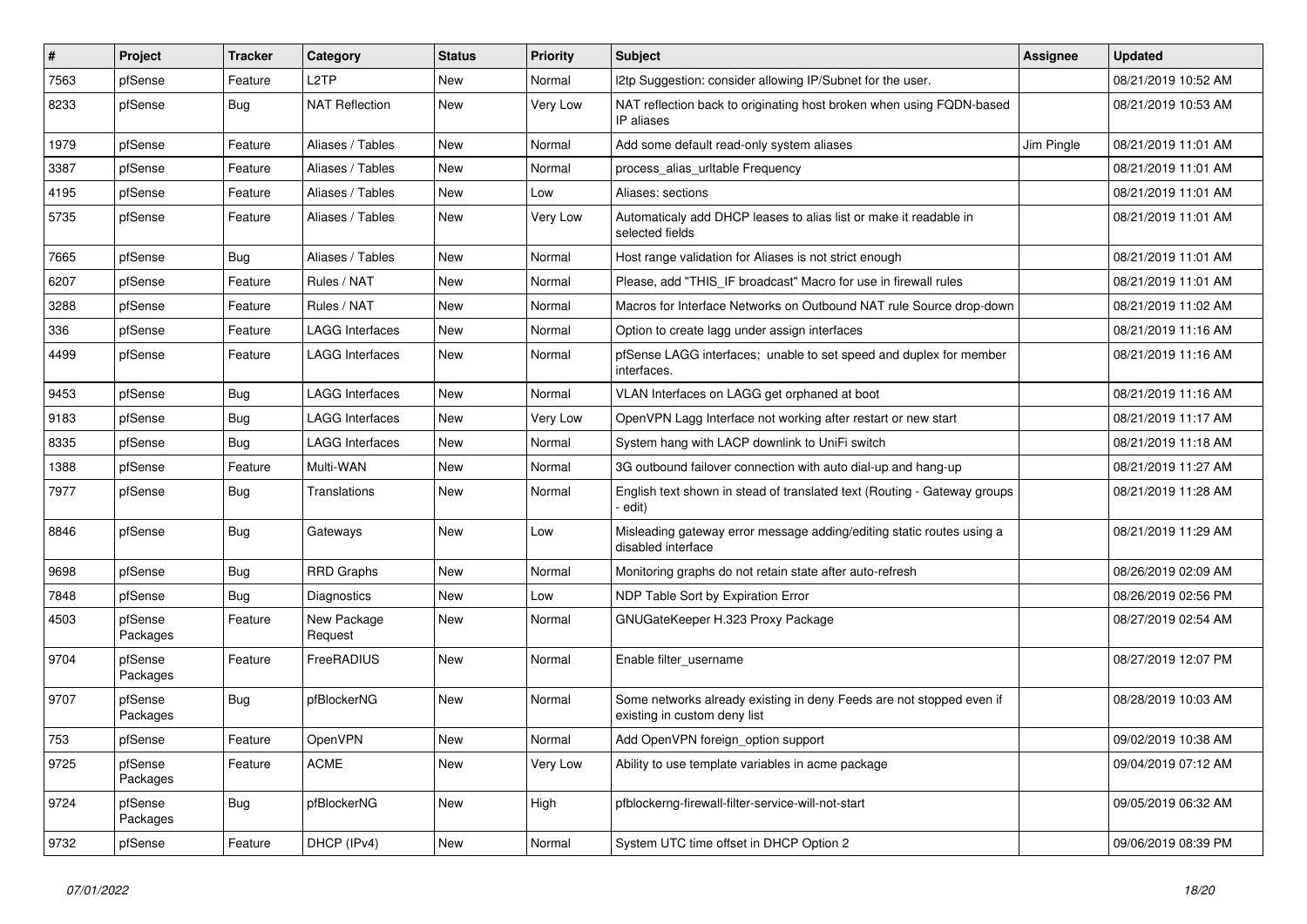| # | Project | Tracker | Category | Status | Priority | Subject | Assignee | Updated |
|---|---|---|---|---|---|---|---|---|
| 7563 | pfSense | Feature | L2TP | New | Normal | l2tp Suggestion: consider allowing IP/Subnet for the user. | | 08/21/2019 10:52 AM |
| 8233 | pfSense | Bug | NAT Reflection | New | Very Low | NAT reflection back to originating host broken when using FQDN-based IP aliases | | 08/21/2019 10:53 AM |
| 1979 | pfSense | Feature | Aliases / Tables | New | Normal | Add some default read-only system aliases | Jim Pingle | 08/21/2019 11:01 AM |
| 3387 | pfSense | Feature | Aliases / Tables | New | Normal | process_alias_urltable Frequency | | 08/21/2019 11:01 AM |
| 4195 | pfSense | Feature | Aliases / Tables | New | Low | Aliases: sections | | 08/21/2019 11:01 AM |
| 5735 | pfSense | Feature | Aliases / Tables | New | Very Low | Automaticaly add DHCP leases to alias list or make it readable in selected fields | | 08/21/2019 11:01 AM |
| 7665 | pfSense | Bug | Aliases / Tables | New | Normal | Host range validation for Aliases is not strict enough | | 08/21/2019 11:01 AM |
| 6207 | pfSense | Feature | Rules / NAT | New | Normal | Please, add "THIS_IF broadcast" Macro for use in firewall rules | | 08/21/2019 11:01 AM |
| 3288 | pfSense | Feature | Rules / NAT | New | Normal | Macros for Interface Networks on Outbound NAT rule Source drop-down | | 08/21/2019 11:02 AM |
| 336 | pfSense | Feature | LAGG Interfaces | New | Normal | Option to create lagg under assign interfaces | | 08/21/2019 11:16 AM |
| 4499 | pfSense | Feature | LAGG Interfaces | New | Normal | pfSense LAGG interfaces; unable to set speed and duplex for member interfaces. | | 08/21/2019 11:16 AM |
| 9453 | pfSense | Bug | LAGG Interfaces | New | Normal | VLAN Interfaces on LAGG get orphaned at boot | | 08/21/2019 11:16 AM |
| 9183 | pfSense | Bug | LAGG Interfaces | New | Very Low | OpenVPN Lagg Interface not working after restart or new start | | 08/21/2019 11:17 AM |
| 8335 | pfSense | Bug | LAGG Interfaces | New | Normal | System hang with LACP downlink to UniFi switch | | 08/21/2019 11:18 AM |
| 1388 | pfSense | Feature | Multi-WAN | New | Normal | 3G outbound failover connection with auto dial-up and hang-up | | 08/21/2019 11:27 AM |
| 7977 | pfSense | Bug | Translations | New | Normal | English text shown in stead of translated text (Routing - Gateway groups - edit) | | 08/21/2019 11:28 AM |
| 8846 | pfSense | Bug | Gateways | New | Low | Misleading gateway error message adding/editing static routes using a disabled interface | | 08/21/2019 11:29 AM |
| 9698 | pfSense | Bug | RRD Graphs | New | Normal | Monitoring graphs do not retain state after auto-refresh | | 08/26/2019 02:09 AM |
| 7848 | pfSense | Bug | Diagnostics | New | Low | NDP Table Sort by Expiration Error | | 08/26/2019 02:56 PM |
| 4503 | pfSense Packages | Feature | New Package Request | New | Normal | GNUGateKeeper H.323 Proxy Package | | 08/27/2019 02:54 AM |
| 9704 | pfSense Packages | Feature | FreeRADIUS | New | Normal | Enable filter_username | | 08/27/2019 12:07 PM |
| 9707 | pfSense Packages | Bug | pfBlockerNG | New | Normal | Some networks already existing in deny Feeds are not stopped even if existing in custom deny list | | 08/28/2019 10:03 AM |
| 753 | pfSense | Feature | OpenVPN | New | Normal | Add OpenVPN foreign_option support | | 09/02/2019 10:38 AM |
| 9725 | pfSense Packages | Feature | ACME | New | Very Low | Ability to use template variables in acme package | | 09/04/2019 07:12 AM |
| 9724 | pfSense Packages | Bug | pfBlockerNG | New | High | pfblockerng-firewall-filter-service-will-not-start | | 09/05/2019 06:32 AM |
| 9732 | pfSense | Feature | DHCP (IPv4) | New | Normal | System UTC time offset in DHCP Option 2 | | 09/06/2019 08:39 PM |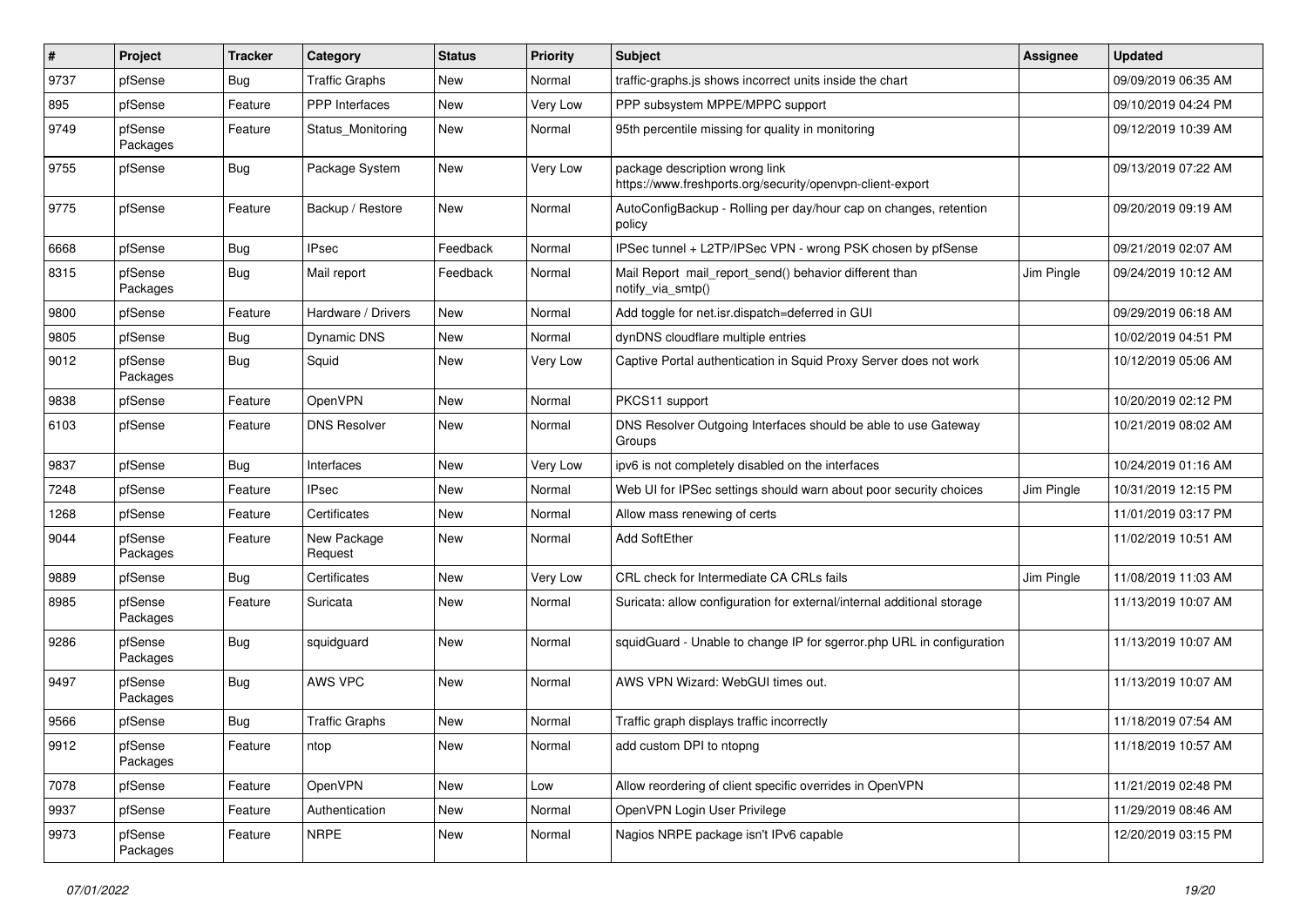| # | Project | Tracker | Category | Status | Priority | Subject | Assignee | Updated |
|---|---|---|---|---|---|---|---|---|
| 9737 | pfSense | Bug | Traffic Graphs | New | Normal | traffic-graphs.js shows incorrect units inside the chart | | 09/09/2019 06:35 AM |
| 895 | pfSense | Feature | PPP Interfaces | New | Very Low | PPP subsystem MPPE/MPPC support | | 09/10/2019 04:24 PM |
| 9749 | pfSense Packages | Feature | Status_Monitoring | New | Normal | 95th percentile missing for quality in monitoring | | 09/12/2019 10:39 AM |
| 9755 | pfSense | Bug | Package System | New | Very Low | package description wrong link https://www.freshports.org/security/openvpn-client-export | | 09/13/2019 07:22 AM |
| 9775 | pfSense | Feature | Backup / Restore | New | Normal | AutoConfigBackup - Rolling per day/hour cap on changes, retention policy | | 09/20/2019 09:19 AM |
| 6668 | pfSense | Bug | IPsec | Feedback | Normal | IPSec tunnel + L2TP/IPSec VPN - wrong PSK chosen by pfSense | | 09/21/2019 02:07 AM |
| 8315 | pfSense Packages | Bug | Mail report | Feedback | Normal | Mail Report mail_report_send() behavior different than notify_via_smtp() | Jim Pingle | 09/24/2019 10:12 AM |
| 9800 | pfSense | Feature | Hardware / Drivers | New | Normal | Add toggle for net.isr.dispatch=deferred in GUI | | 09/29/2019 06:18 AM |
| 9805 | pfSense | Bug | Dynamic DNS | New | Normal | dynDNS cloudflare multiple entries | | 10/02/2019 04:51 PM |
| 9012 | pfSense Packages | Bug | Squid | New | Very Low | Captive Portal authentication in Squid Proxy Server does not work | | 10/12/2019 05:06 AM |
| 9838 | pfSense | Feature | OpenVPN | New | Normal | PKCS11 support | | 10/20/2019 02:12 PM |
| 6103 | pfSense | Feature | DNS Resolver | New | Normal | DNS Resolver Outgoing Interfaces should be able to use Gateway Groups | | 10/21/2019 08:02 AM |
| 9837 | pfSense | Bug | Interfaces | New | Very Low | ipv6 is not completely disabled on the interfaces | | 10/24/2019 01:16 AM |
| 7248 | pfSense | Feature | IPsec | New | Normal | Web UI for IPSec settings should warn about poor security choices | Jim Pingle | 10/31/2019 12:15 PM |
| 1268 | pfSense | Feature | Certificates | New | Normal | Allow mass renewing of certs | | 11/01/2019 03:17 PM |
| 9044 | pfSense Packages | Feature | New Package Request | New | Normal | Add SoftEther | | 11/02/2019 10:51 AM |
| 9889 | pfSense | Bug | Certificates | New | Very Low | CRL check for Intermediate CA CRLs fails | Jim Pingle | 11/08/2019 11:03 AM |
| 8985 | pfSense Packages | Feature | Suricata | New | Normal | Suricata: allow configuration for external/internal additional storage | | 11/13/2019 10:07 AM |
| 9286 | pfSense Packages | Bug | squidguard | New | Normal | squidGuard - Unable to change IP for sgerror.php URL in configuration | | 11/13/2019 10:07 AM |
| 9497 | pfSense Packages | Bug | AWS VPC | New | Normal | AWS VPN Wizard: WebGUI times out. | | 11/13/2019 10:07 AM |
| 9566 | pfSense | Bug | Traffic Graphs | New | Normal | Traffic graph displays traffic incorrectly | | 11/18/2019 07:54 AM |
| 9912 | pfSense Packages | Feature | ntop | New | Normal | add custom DPI to ntopng | | 11/18/2019 10:57 AM |
| 7078 | pfSense | Feature | OpenVPN | New | Low | Allow reordering of client specific overrides in OpenVPN | | 11/21/2019 02:48 PM |
| 9937 | pfSense | Feature | Authentication | New | Normal | OpenVPN Login User Privilege | | 11/29/2019 08:46 AM |
| 9973 | pfSense Packages | Feature | NRPE | New | Normal | Nagios NRPE package isn't IPv6 capable | | 12/20/2019 03:15 PM |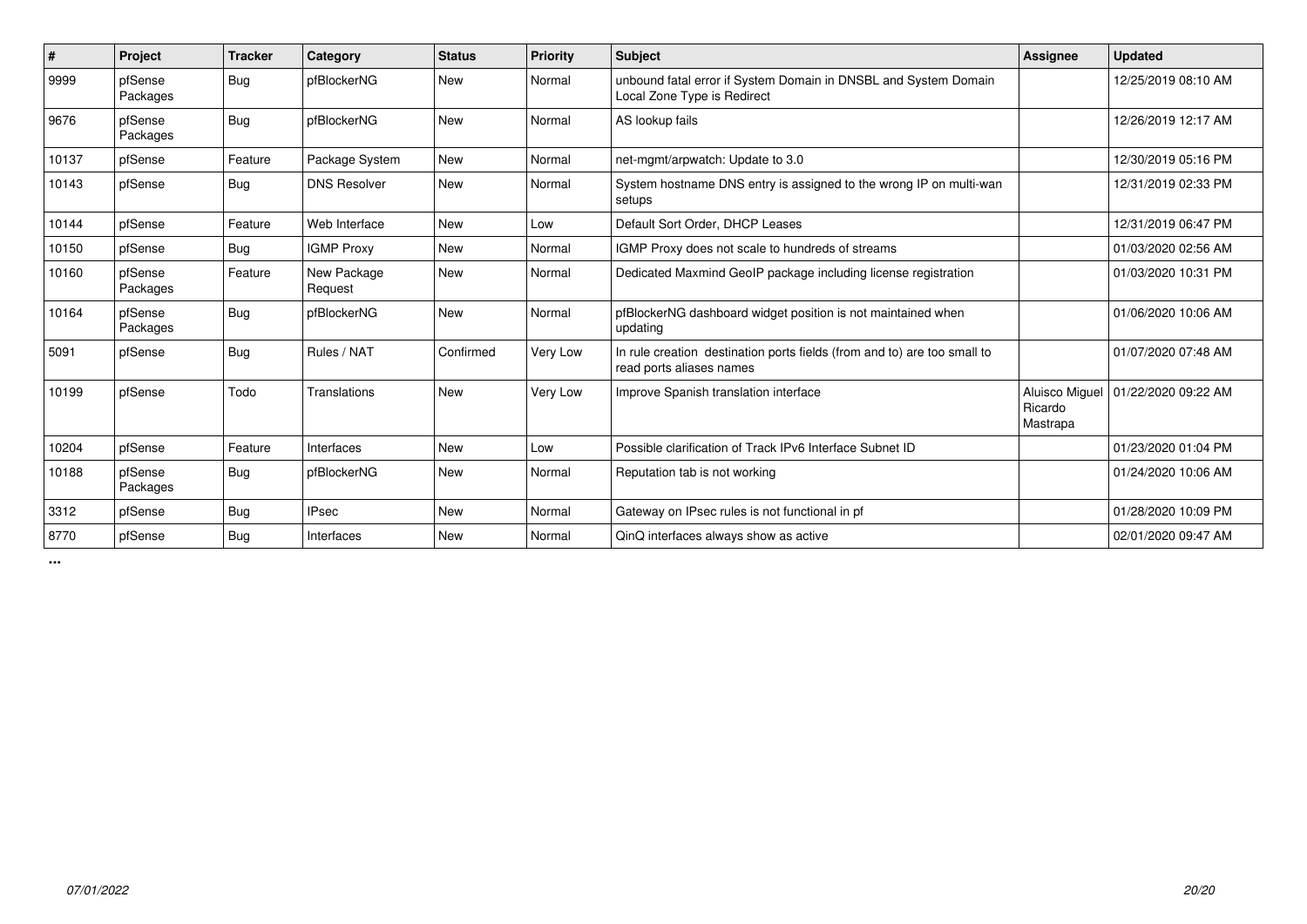| # | Project | Tracker | Category | Status | Priority | Subject | Assignee | Updated |
|---|---|---|---|---|---|---|---|---|
| 9999 | pfSense Packages | Bug | pfBlockerNG | New | Normal | unbound fatal error if System Domain in DNSBL and System Domain Local Zone Type is Redirect | | 12/25/2019 08:10 AM |
| 9676 | pfSense Packages | Bug | pfBlockerNG | New | Normal | AS lookup fails | | 12/26/2019 12:17 AM |
| 10137 | pfSense | Feature | Package System | New | Normal | net-mgmt/arpwatch: Update to 3.0 | | 12/30/2019 05:16 PM |
| 10143 | pfSense | Bug | DNS Resolver | New | Normal | System hostname DNS entry is assigned to the wrong IP on multi-wan setups | | 12/31/2019 02:33 PM |
| 10144 | pfSense | Feature | Web Interface | New | Low | Default Sort Order, DHCP Leases | | 12/31/2019 06:47 PM |
| 10150 | pfSense | Bug | IGMP Proxy | New | Normal | IGMP Proxy does not scale to hundreds of streams | | 01/03/2020 02:56 AM |
| 10160 | pfSense Packages | Feature | New Package Request | New | Normal | Dedicated Maxmind GeoIP package including license registration | | 01/03/2020 10:31 PM |
| 10164 | pfSense Packages | Bug | pfBlockerNG | New | Normal | pfBlockerNG dashboard widget position is not maintained when updating | | 01/06/2020 10:06 AM |
| 5091 | pfSense | Bug | Rules / NAT | Confirmed | Very Low | In rule creation destination ports fields (from and to) are too small to read ports aliases names | | 01/07/2020 07:48 AM |
| 10199 | pfSense | Todo | Translations | New | Very Low | Improve Spanish translation interface | Aluisco Miguel Ricardo Mastrapa | 01/22/2020 09:22 AM |
| 10204 | pfSense | Feature | Interfaces | New | Low | Possible clarification of Track IPv6 Interface Subnet ID | | 01/23/2020 01:04 PM |
| 10188 | pfSense Packages | Bug | pfBlockerNG | New | Normal | Reputation tab is not working | | 01/24/2020 10:06 AM |
| 3312 | pfSense | Bug | IPsec | New | Normal | Gateway on IPsec rules is not functional in pf | | 01/28/2020 10:09 PM |
| 8770 | pfSense | Bug | Interfaces | New | Normal | QinQ interfaces always show as active | | 02/01/2020 09:47 AM |

...